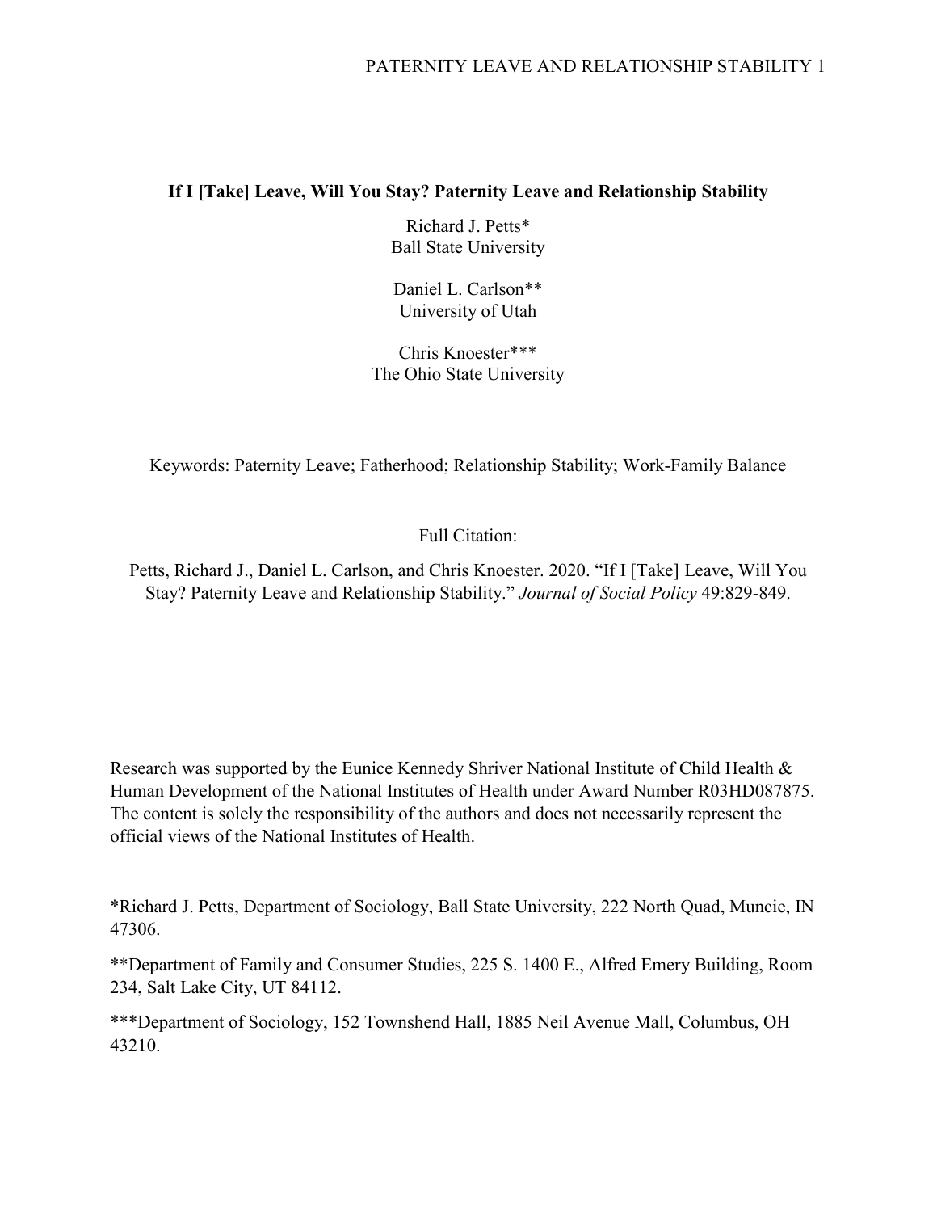# If I [Take] Leave, Will You Stay? Paternity Leave and Relationship Stability

Richard J. Petts*
Ball State University

Daniel L. Carlson**
University of Utah

Chris Knoester***
The Ohio State University

Keywords: Paternity Leave; Fatherhood; Relationship Stability; Work-Family Balance

Full Citation:

Petts, Richard J., Daniel L. Carlson, and Chris Knoester. 2020. "If I [Take] Leave, Will You Stay? Paternity Leave and Relationship Stability." *Journal of Social Policy* 49:829-849.

Research was supported by the Eunice Kennedy Shriver National Institute of Child Health & Human Development of the National Institutes of Health under Award Number R03HD087875. The content is solely the responsibility of the authors and does not necessarily represent the official views of the National Institutes of Health.

*Richard J. Petts, Department of Sociology, Ball State University, 222 North Quad, Muncie, IN 47306.

**Department of Family and Consumer Studies, 225 S. 1400 E., Alfred Emery Building, Room 234, Salt Lake City, UT 84112.

***Department of Sociology, 152 Townshend Hall, 1885 Neil Avenue Mall, Columbus, OH 43210.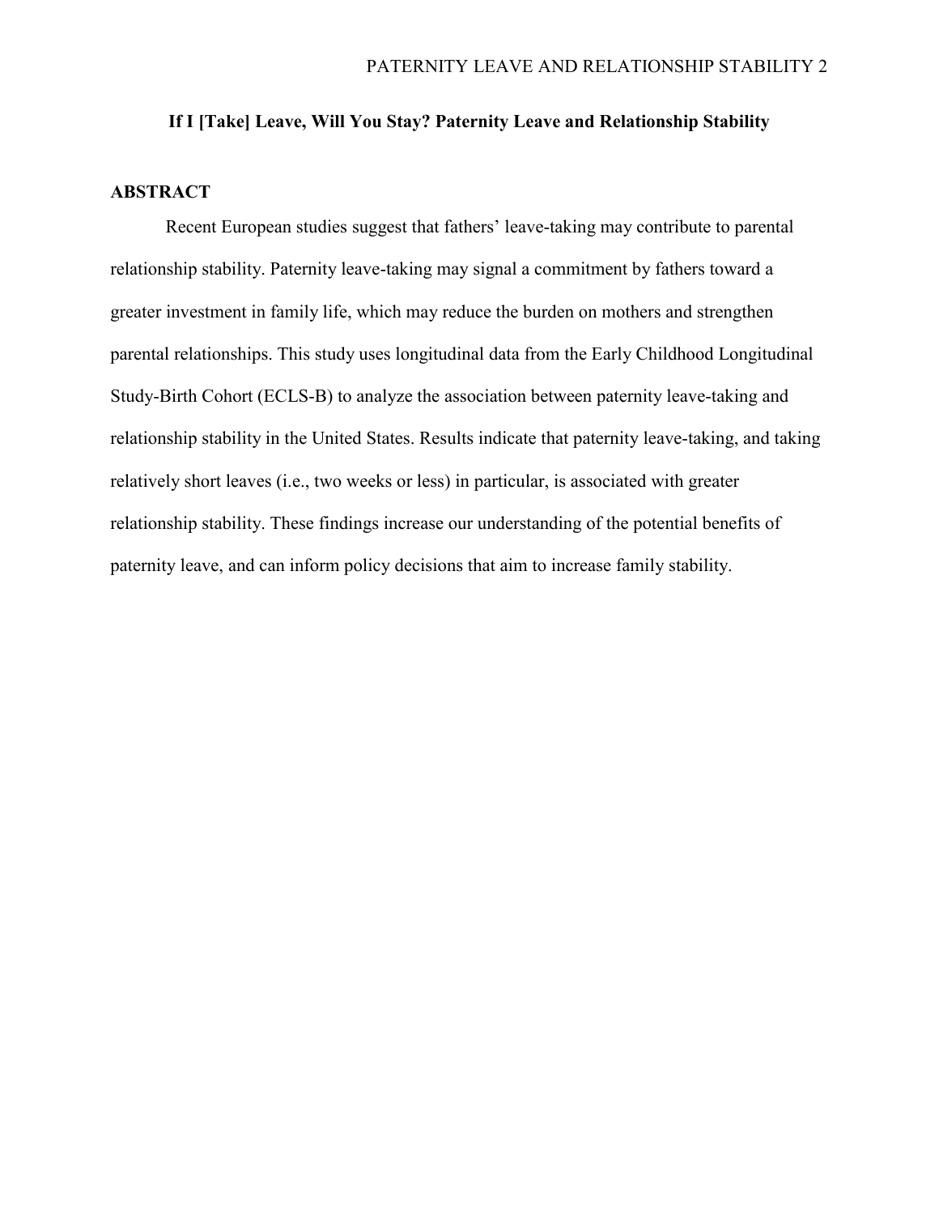# If I [Take] Leave, Will You Stay? Paternity Leave and Relationship Stability

## ABSTRACT

Recent European studies suggest that fathers' leave-taking may contribute to parental relationship stability. Paternity leave-taking may signal a commitment by fathers toward a greater investment in family life, which may reduce the burden on mothers and strengthen parental relationships. This study uses longitudinal data from the Early Childhood Longitudinal Study-Birth Cohort (ECLS-B) to analyze the association between paternity leave-taking and relationship stability in the United States. Results indicate that paternity leave-taking, and taking relatively short leaves (i.e., two weeks or less) in particular, is associated with greater relationship stability. These findings increase our understanding of the potential benefits of paternity leave, and can inform policy decisions that aim to increase family stability.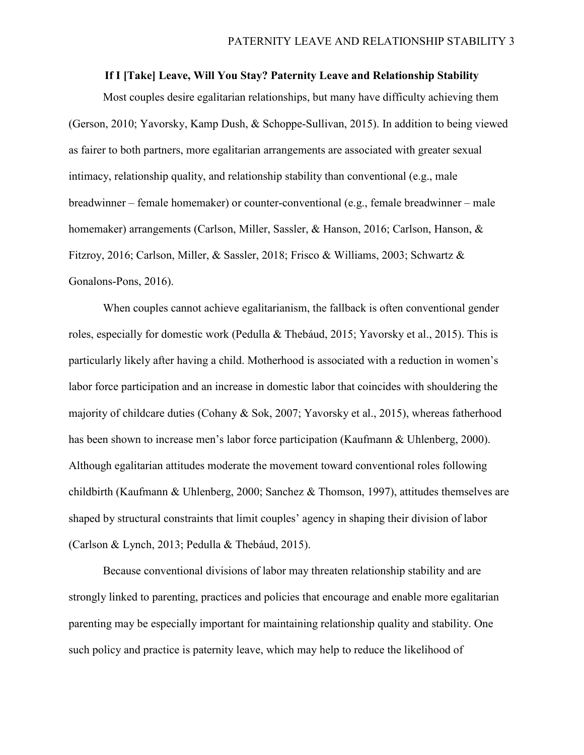# If I [Take] Leave, Will You Stay? Paternity Leave and Relationship Stability

Most couples desire egalitarian relationships, but many have difficulty achieving them (Gerson, 2010; Yavorsky, Kamp Dush, & Schoppe-Sullivan, 2015). In addition to being viewed as fairer to both partners, more egalitarian arrangements are associated with greater sexual intimacy, relationship quality, and relationship stability than conventional (e.g., male breadwinner – female homemaker) or counter-conventional (e.g., female breadwinner – male homemaker) arrangements (Carlson, Miller, Sassler, & Hanson, 2016; Carlson, Hanson, & Fitzroy, 2016; Carlson, Miller, & Sassler, 2018; Frisco & Williams, 2003; Schwartz & Gonalons-Pons, 2016).

When couples cannot achieve egalitarianism, the fallback is often conventional gender roles, especially for domestic work (Pedulla & Thebáud, 2015; Yavorsky et al., 2015). This is particularly likely after having a child. Motherhood is associated with a reduction in women's labor force participation and an increase in domestic labor that coincides with shouldering the majority of childcare duties (Cohany & Sok, 2007; Yavorsky et al., 2015), whereas fatherhood has been shown to increase men's labor force participation (Kaufmann & Uhlenberg, 2000). Although egalitarian attitudes moderate the movement toward conventional roles following childbirth (Kaufmann & Uhlenberg, 2000; Sanchez & Thomson, 1997), attitudes themselves are shaped by structural constraints that limit couples' agency in shaping their division of labor (Carlson & Lynch, 2013; Pedulla & Thebáud, 2015).

Because conventional divisions of labor may threaten relationship stability and are strongly linked to parenting, practices and policies that encourage and enable more egalitarian parenting may be especially important for maintaining relationship quality and stability. One such policy and practice is paternity leave, which may help to reduce the likelihood of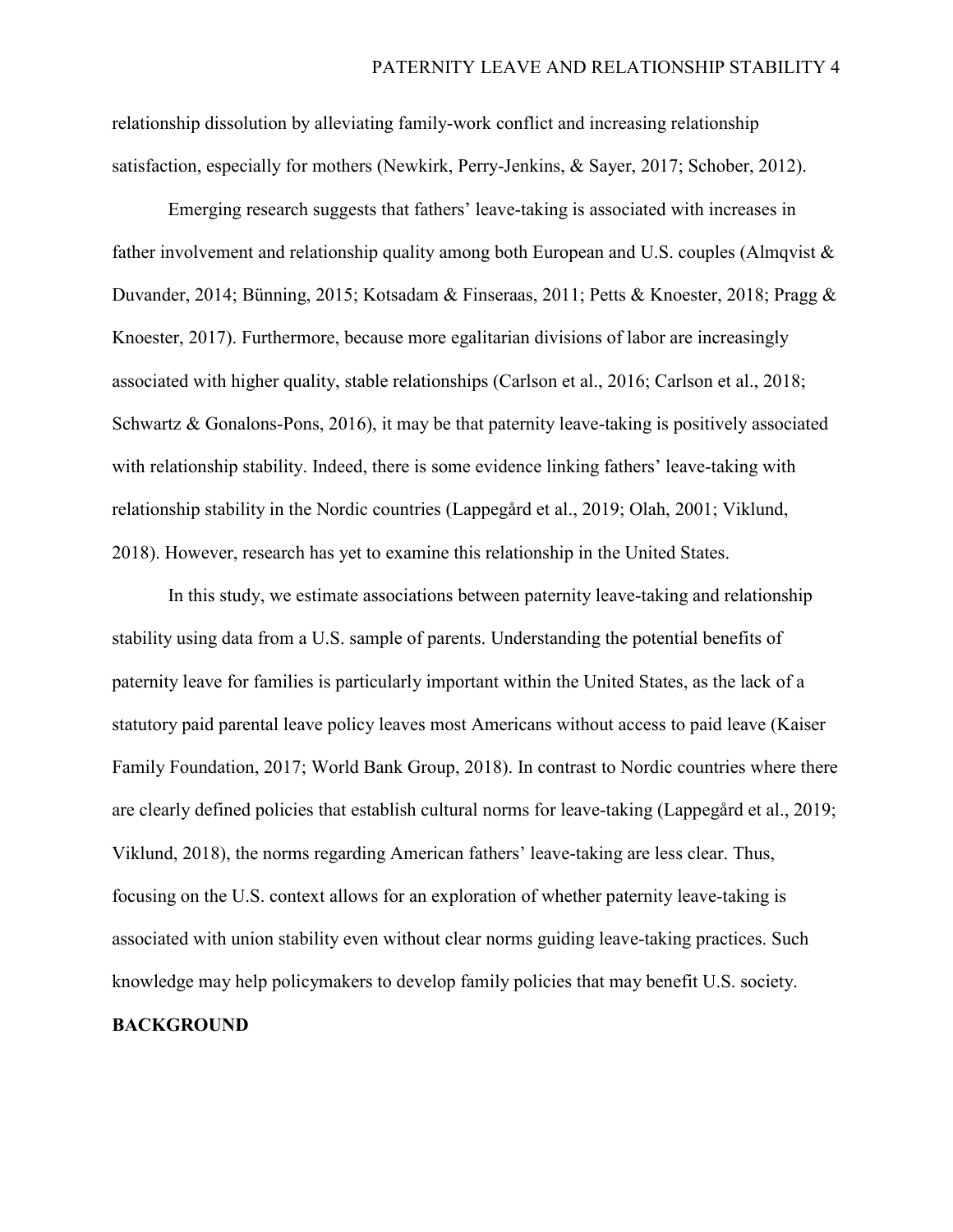relationship dissolution by alleviating family-work conflict and increasing relationship satisfaction, especially for mothers (Newkirk, Perry-Jenkins, & Sayer, 2017; Schober, 2012).

Emerging research suggests that fathers' leave-taking is associated with increases in father involvement and relationship quality among both European and U.S. couples (Almqvist & Duvander, 2014; Bünning, 2015; Kotsadam & Finseraas, 2011; Petts & Knoester, 2018; Pragg & Knoester, 2017). Furthermore, because more egalitarian divisions of labor are increasingly associated with higher quality, stable relationships (Carlson et al., 2016; Carlson et al., 2018; Schwartz & Gonalons-Pons, 2016), it may be that paternity leave-taking is positively associated with relationship stability. Indeed, there is some evidence linking fathers' leave-taking with relationship stability in the Nordic countries (Lappegård et al., 2019; Olah, 2001; Viklund, 2018). However, research has yet to examine this relationship in the United States.

In this study, we estimate associations between paternity leave-taking and relationship stability using data from a U.S. sample of parents. Understanding the potential benefits of paternity leave for families is particularly important within the United States, as the lack of a statutory paid parental leave policy leaves most Americans without access to paid leave (Kaiser Family Foundation, 2017; World Bank Group, 2018). In contrast to Nordic countries where there are clearly defined policies that establish cultural norms for leave-taking (Lappegård et al., 2019; Viklund, 2018), the norms regarding American fathers' leave-taking are less clear. Thus, focusing on the U.S. context allows for an exploration of whether paternity leave-taking is associated with union stability even without clear norms guiding leave-taking practices. Such knowledge may help policymakers to develop family policies that may benefit U.S. society.

## BACKGROUND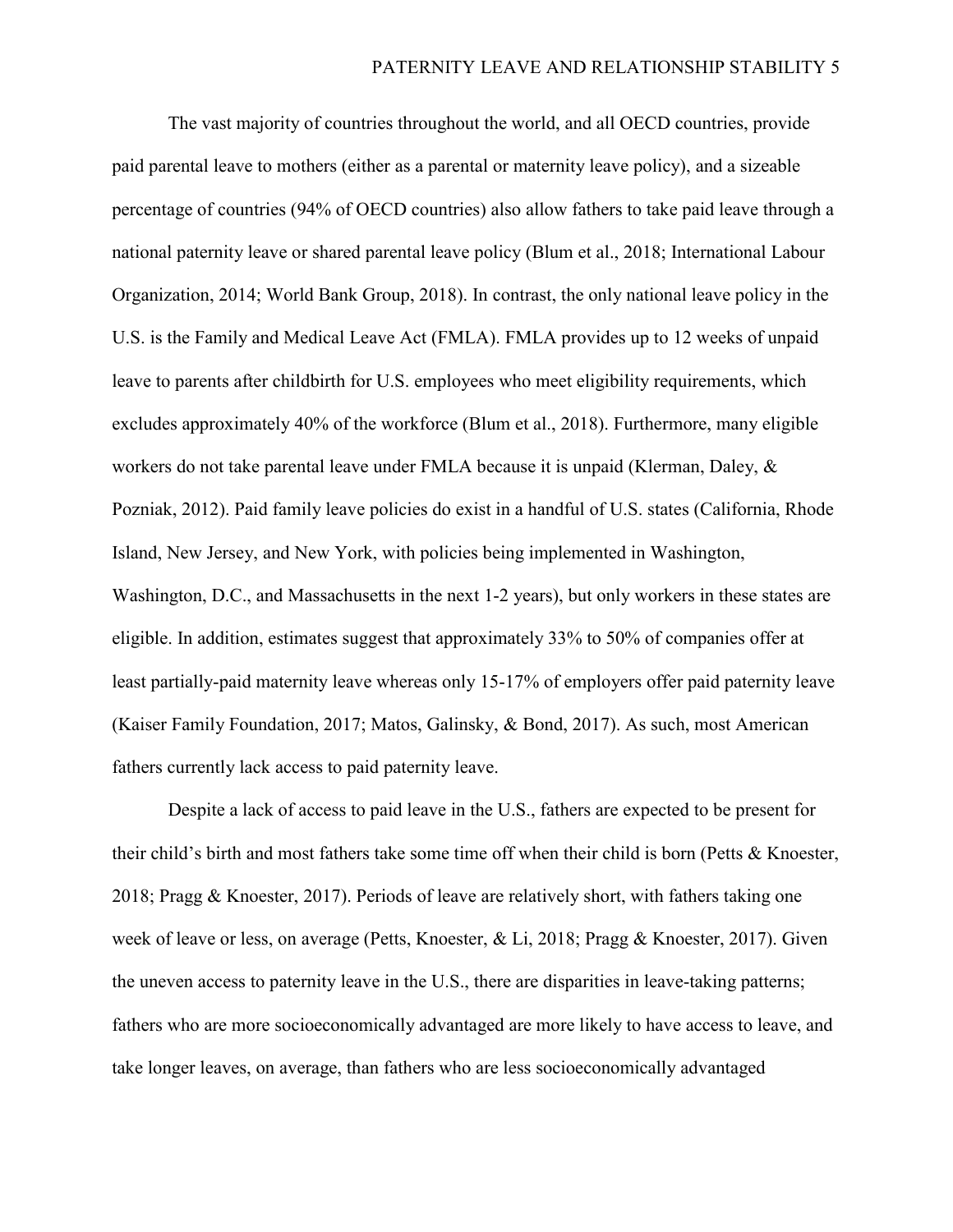The vast majority of countries throughout the world, and all OECD countries, provide paid parental leave to mothers (either as a parental or maternity leave policy), and a sizeable percentage of countries (94% of OECD countries) also allow fathers to take paid leave through a national paternity leave or shared parental leave policy (Blum et al., 2018; International Labour Organization, 2014; World Bank Group, 2018). In contrast, the only national leave policy in the U.S. is the Family and Medical Leave Act (FMLA). FMLA provides up to 12 weeks of unpaid leave to parents after childbirth for U.S. employees who meet eligibility requirements, which excludes approximately 40% of the workforce (Blum et al., 2018). Furthermore, many eligible workers do not take parental leave under FMLA because it is unpaid (Klerman, Daley, & Pozniak, 2012). Paid family leave policies do exist in a handful of U.S. states (California, Rhode Island, New Jersey, and New York, with policies being implemented in Washington, Washington, D.C., and Massachusetts in the next 1-2 years), but only workers in these states are eligible. In addition, estimates suggest that approximately 33% to 50% of companies offer at least partially-paid maternity leave whereas only 15-17% of employers offer paid paternity leave (Kaiser Family Foundation, 2017; Matos, Galinsky, & Bond, 2017). As such, most American fathers currently lack access to paid paternity leave.

Despite a lack of access to paid leave in the U.S., fathers are expected to be present for their child's birth and most fathers take some time off when their child is born (Petts & Knoester, 2018; Pragg & Knoester, 2017). Periods of leave are relatively short, with fathers taking one week of leave or less, on average (Petts, Knoester, & Li, 2018; Pragg & Knoester, 2017). Given the uneven access to paternity leave in the U.S., there are disparities in leave-taking patterns; fathers who are more socioeconomically advantaged are more likely to have access to leave, and take longer leaves, on average, than fathers who are less socioeconomically advantaged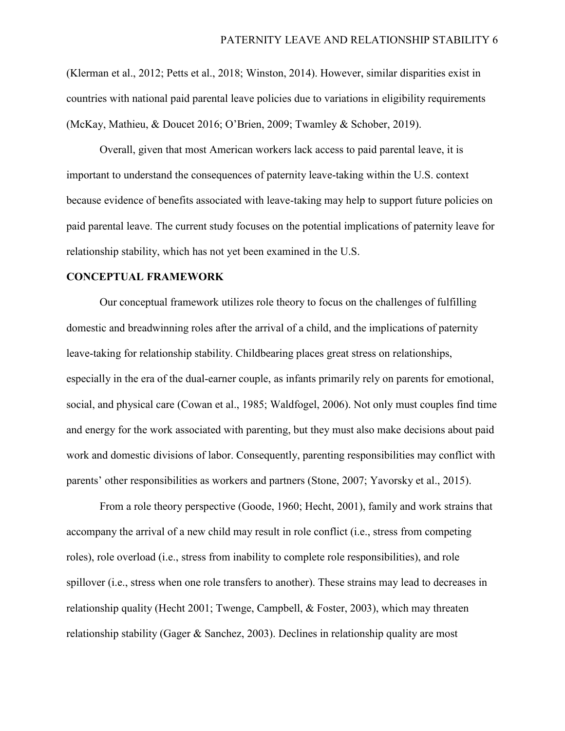(Klerman et al., 2012; Petts et al., 2018; Winston, 2014). However, similar disparities exist in countries with national paid parental leave policies due to variations in eligibility requirements (McKay, Mathieu, & Doucet 2016; O'Brien, 2009; Twamley & Schober, 2019).

Overall, given that most American workers lack access to paid parental leave, it is important to understand the consequences of paternity leave-taking within the U.S. context because evidence of benefits associated with leave-taking may help to support future policies on paid parental leave. The current study focuses on the potential implications of paternity leave for relationship stability, which has not yet been examined in the U.S.

## CONCEPTUAL FRAMEWORK

Our conceptual framework utilizes role theory to focus on the challenges of fulfilling domestic and breadwinning roles after the arrival of a child, and the implications of paternity leave-taking for relationship stability. Childbearing places great stress on relationships, especially in the era of the dual-earner couple, as infants primarily rely on parents for emotional, social, and physical care (Cowan et al., 1985; Waldfogel, 2006). Not only must couples find time and energy for the work associated with parenting, but they must also make decisions about paid work and domestic divisions of labor. Consequently, parenting responsibilities may conflict with parents' other responsibilities as workers and partners (Stone, 2007; Yavorsky et al., 2015).

From a role theory perspective (Goode, 1960; Hecht, 2001), family and work strains that accompany the arrival of a new child may result in role conflict (i.e., stress from competing roles), role overload (i.e., stress from inability to complete role responsibilities), and role spillover (i.e., stress when one role transfers to another). These strains may lead to decreases in relationship quality (Hecht 2001; Twenge, Campbell, & Foster, 2003), which may threaten relationship stability (Gager & Sanchez, 2003). Declines in relationship quality are most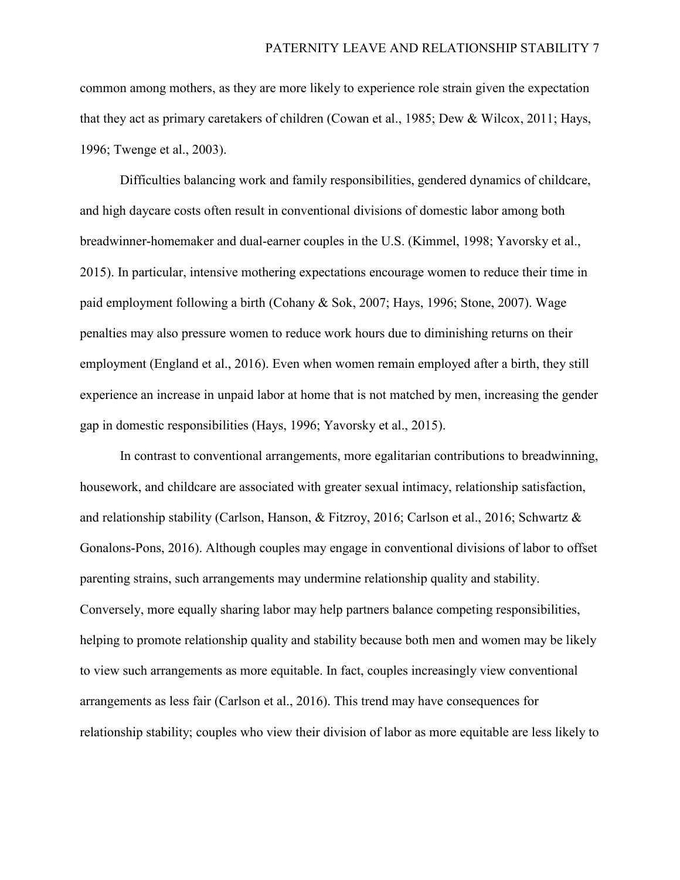common among mothers, as they are more likely to experience role strain given the expectation that they act as primary caretakers of children (Cowan et al., 1985; Dew & Wilcox, 2011; Hays, 1996; Twenge et al., 2003).

Difficulties balancing work and family responsibilities, gendered dynamics of childcare, and high daycare costs often result in conventional divisions of domestic labor among both breadwinner-homemaker and dual-earner couples in the U.S. (Kimmel, 1998; Yavorsky et al., 2015). In particular, intensive mothering expectations encourage women to reduce their time in paid employment following a birth (Cohany & Sok, 2007; Hays, 1996; Stone, 2007). Wage penalties may also pressure women to reduce work hours due to diminishing returns on their employment (England et al., 2016). Even when women remain employed after a birth, they still experience an increase in unpaid labor at home that is not matched by men, increasing the gender gap in domestic responsibilities (Hays, 1996; Yavorsky et al., 2015).

In contrast to conventional arrangements, more egalitarian contributions to breadwinning, housework, and childcare are associated with greater sexual intimacy, relationship satisfaction, and relationship stability (Carlson, Hanson, & Fitzroy, 2016; Carlson et al., 2016; Schwartz & Gonalons-Pons, 2016). Although couples may engage in conventional divisions of labor to offset parenting strains, such arrangements may undermine relationship quality and stability. Conversely, more equally sharing labor may help partners balance competing responsibilities, helping to promote relationship quality and stability because both men and women may be likely to view such arrangements as more equitable. In fact, couples increasingly view conventional arrangements as less fair (Carlson et al., 2016). This trend may have consequences for relationship stability; couples who view their division of labor as more equitable are less likely to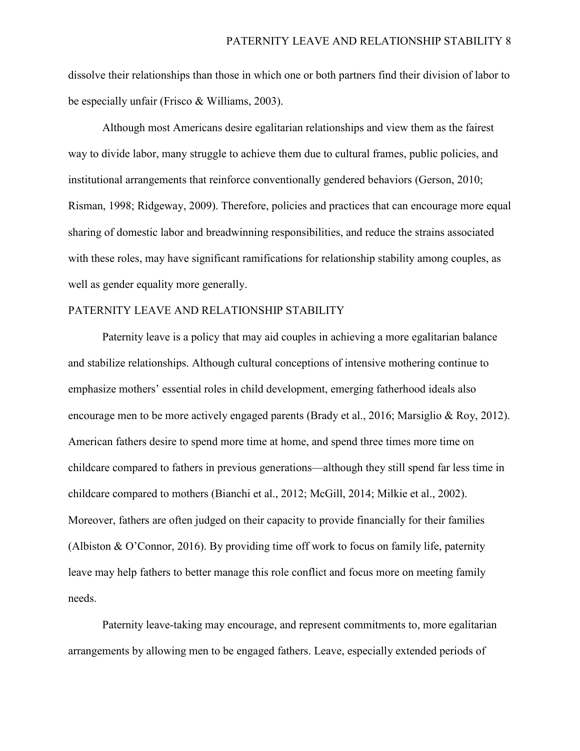dissolve their relationships than those in which one or both partners find their division of labor to be especially unfair (Frisco & Williams, 2003).

Although most Americans desire egalitarian relationships and view them as the fairest way to divide labor, many struggle to achieve them due to cultural frames, public policies, and institutional arrangements that reinforce conventionally gendered behaviors (Gerson, 2010; Risman, 1998; Ridgeway, 2009). Therefore, policies and practices that can encourage more equal sharing of domestic labor and breadwinning responsibilities, and reduce the strains associated with these roles, may have significant ramifications for relationship stability among couples, as well as gender equality more generally.

## PATERNITY LEAVE AND RELATIONSHIP STABILITY

Paternity leave is a policy that may aid couples in achieving a more egalitarian balance and stabilize relationships. Although cultural conceptions of intensive mothering continue to emphasize mothers' essential roles in child development, emerging fatherhood ideals also encourage men to be more actively engaged parents (Brady et al., 2016; Marsiglio & Roy, 2012). American fathers desire to spend more time at home, and spend three times more time on childcare compared to fathers in previous generations—although they still spend far less time in childcare compared to mothers (Bianchi et al., 2012; McGill, 2014; Milkie et al., 2002). Moreover, fathers are often judged on their capacity to provide financially for their families (Albiston & O'Connor, 2016). By providing time off work to focus on family life, paternity leave may help fathers to better manage this role conflict and focus more on meeting family needs.

Paternity leave-taking may encourage, and represent commitments to, more egalitarian arrangements by allowing men to be engaged fathers. Leave, especially extended periods of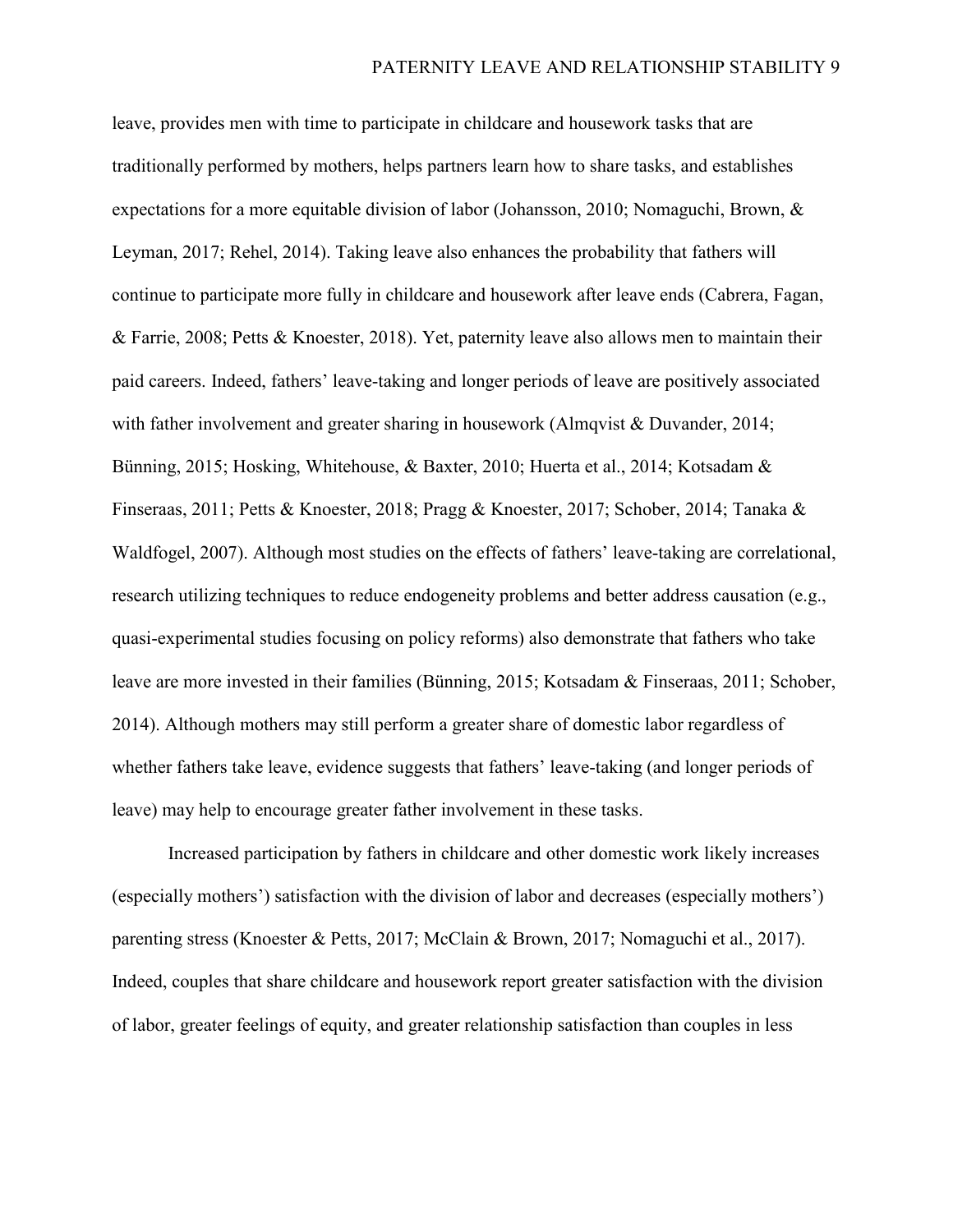leave, provides men with time to participate in childcare and housework tasks that are traditionally performed by mothers, helps partners learn how to share tasks, and establishes expectations for a more equitable division of labor (Johansson, 2010; Nomaguchi, Brown, & Leyman, 2017; Rehel, 2014). Taking leave also enhances the probability that fathers will continue to participate more fully in childcare and housework after leave ends (Cabrera, Fagan, & Farrie, 2008; Petts & Knoester, 2018). Yet, paternity leave also allows men to maintain their paid careers. Indeed, fathers' leave-taking and longer periods of leave are positively associated with father involvement and greater sharing in housework (Almqvist & Duvander, 2014; Bünning, 2015; Hosking, Whitehouse, & Baxter, 2010; Huerta et al., 2014; Kotsadam & Finseraas, 2011; Petts & Knoester, 2018; Pragg & Knoester, 2017; Schober, 2014; Tanaka & Waldfogel, 2007). Although most studies on the effects of fathers' leave-taking are correlational, research utilizing techniques to reduce endogeneity problems and better address causation (e.g., quasi-experimental studies focusing on policy reforms) also demonstrate that fathers who take leave are more invested in their families (Bünning, 2015; Kotsadam & Finseraas, 2011; Schober, 2014). Although mothers may still perform a greater share of domestic labor regardless of whether fathers take leave, evidence suggests that fathers' leave-taking (and longer periods of leave) may help to encourage greater father involvement in these tasks.

Increased participation by fathers in childcare and other domestic work likely increases (especially mothers') satisfaction with the division of labor and decreases (especially mothers') parenting stress (Knoester & Petts, 2017; McClain & Brown, 2017; Nomaguchi et al., 2017). Indeed, couples that share childcare and housework report greater satisfaction with the division of labor, greater feelings of equity, and greater relationship satisfaction than couples in less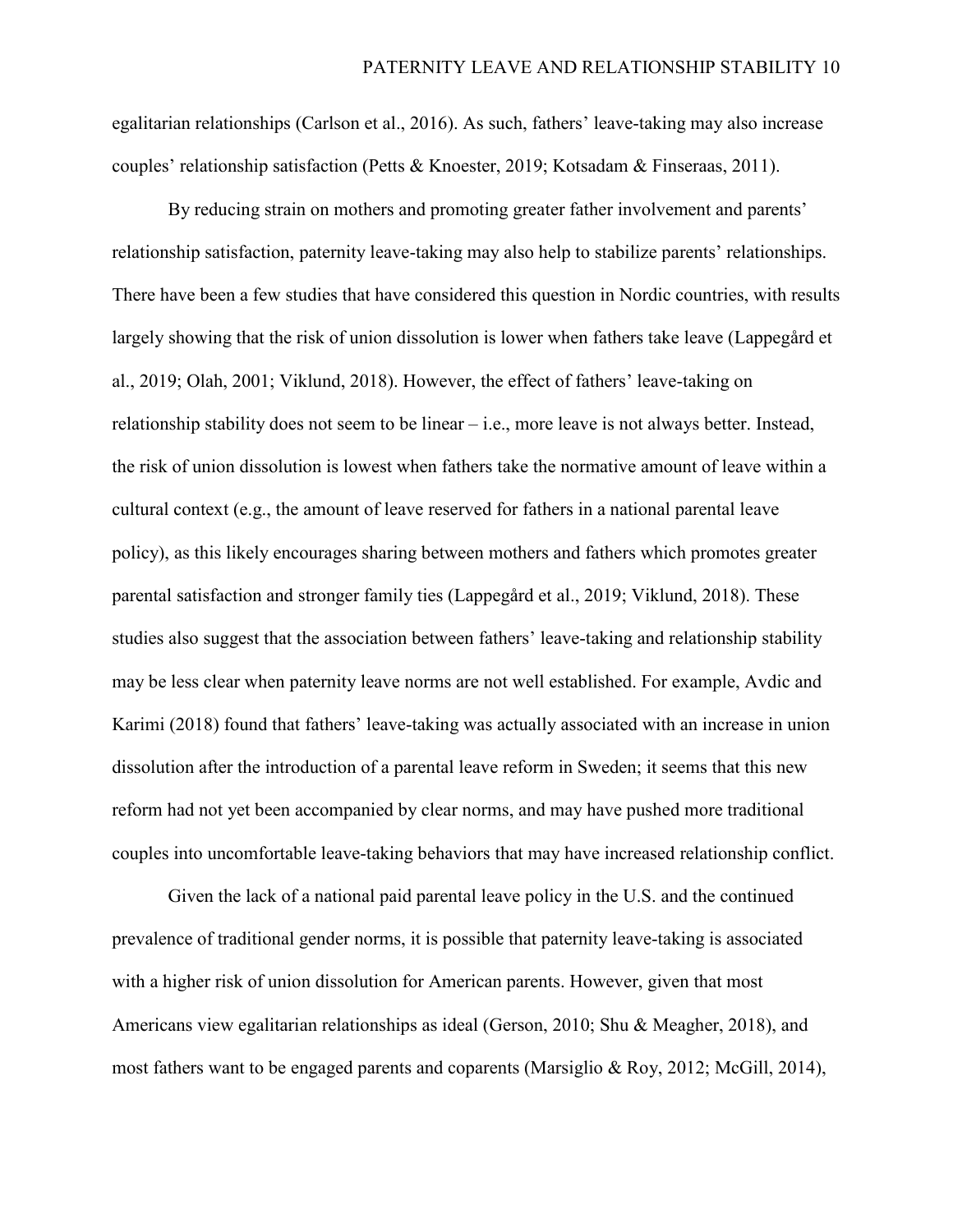egalitarian relationships (Carlson et al., 2016). As such, fathers' leave-taking may also increase couples' relationship satisfaction (Petts & Knoester, 2019; Kotsadam & Finseraas, 2011).

By reducing strain on mothers and promoting greater father involvement and parents' relationship satisfaction, paternity leave-taking may also help to stabilize parents' relationships. There have been a few studies that have considered this question in Nordic countries, with results largely showing that the risk of union dissolution is lower when fathers take leave (Lappegård et al., 2019; Olah, 2001; Viklund, 2018). However, the effect of fathers' leave-taking on relationship stability does not seem to be linear – i.e., more leave is not always better. Instead, the risk of union dissolution is lowest when fathers take the normative amount of leave within a cultural context (e.g., the amount of leave reserved for fathers in a national parental leave policy), as this likely encourages sharing between mothers and fathers which promotes greater parental satisfaction and stronger family ties (Lappegård et al., 2019; Viklund, 2018). These studies also suggest that the association between fathers' leave-taking and relationship stability may be less clear when paternity leave norms are not well established. For example, Avdic and Karimi (2018) found that fathers' leave-taking was actually associated with an increase in union dissolution after the introduction of a parental leave reform in Sweden; it seems that this new reform had not yet been accompanied by clear norms, and may have pushed more traditional couples into uncomfortable leave-taking behaviors that may have increased relationship conflict.

Given the lack of a national paid parental leave policy in the U.S. and the continued prevalence of traditional gender norms, it is possible that paternity leave-taking is associated with a higher risk of union dissolution for American parents. However, given that most Americans view egalitarian relationships as ideal (Gerson, 2010; Shu & Meagher, 2018), and most fathers want to be engaged parents and coparents (Marsiglio & Roy, 2012; McGill, 2014),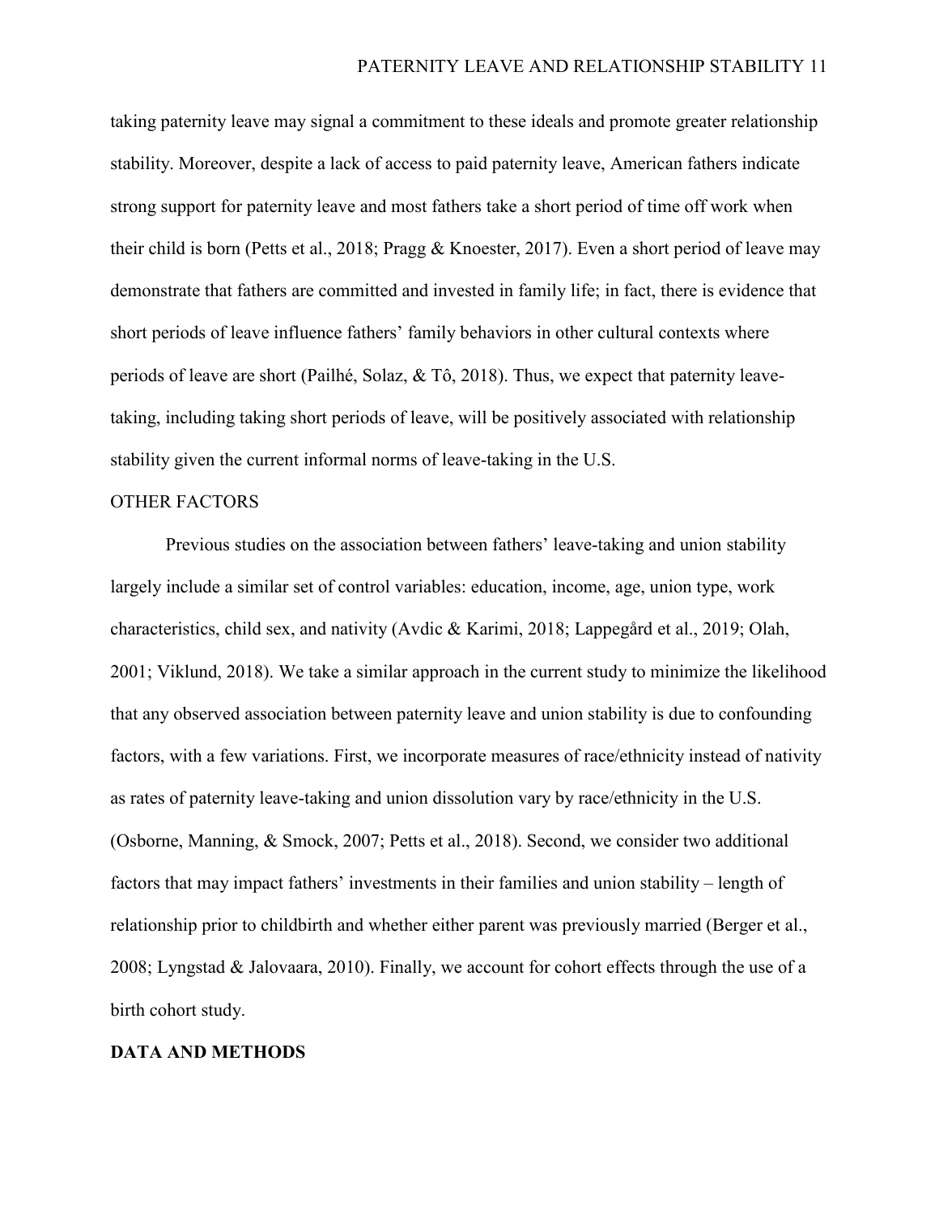taking paternity leave may signal a commitment to these ideals and promote greater relationship stability. Moreover, despite a lack of access to paid paternity leave, American fathers indicate strong support for paternity leave and most fathers take a short period of time off work when their child is born (Petts et al., 2018; Pragg & Knoester, 2017). Even a short period of leave may demonstrate that fathers are committed and invested in family life; in fact, there is evidence that short periods of leave influence fathers' family behaviors in other cultural contexts where periods of leave are short (Pailhé, Solaz, & Tô, 2018). Thus, we expect that paternity leave-taking, including taking short periods of leave, will be positively associated with relationship stability given the current informal norms of leave-taking in the U.S.

## OTHER FACTORS

Previous studies on the association between fathers' leave-taking and union stability largely include a similar set of control variables: education, income, age, union type, work characteristics, child sex, and nativity (Avdic & Karimi, 2018; Lappegård et al., 2019; Olah, 2001; Viklund, 2018). We take a similar approach in the current study to minimize the likelihood that any observed association between paternity leave and union stability is due to confounding factors, with a few variations. First, we incorporate measures of race/ethnicity instead of nativity as rates of paternity leave-taking and union dissolution vary by race/ethnicity in the U.S. (Osborne, Manning, & Smock, 2007; Petts et al., 2018). Second, we consider two additional factors that may impact fathers' investments in their families and union stability – length of relationship prior to childbirth and whether either parent was previously married (Berger et al., 2008; Lyngstad & Jalovaara, 2010). Finally, we account for cohort effects through the use of a birth cohort study.

## DATA AND METHODS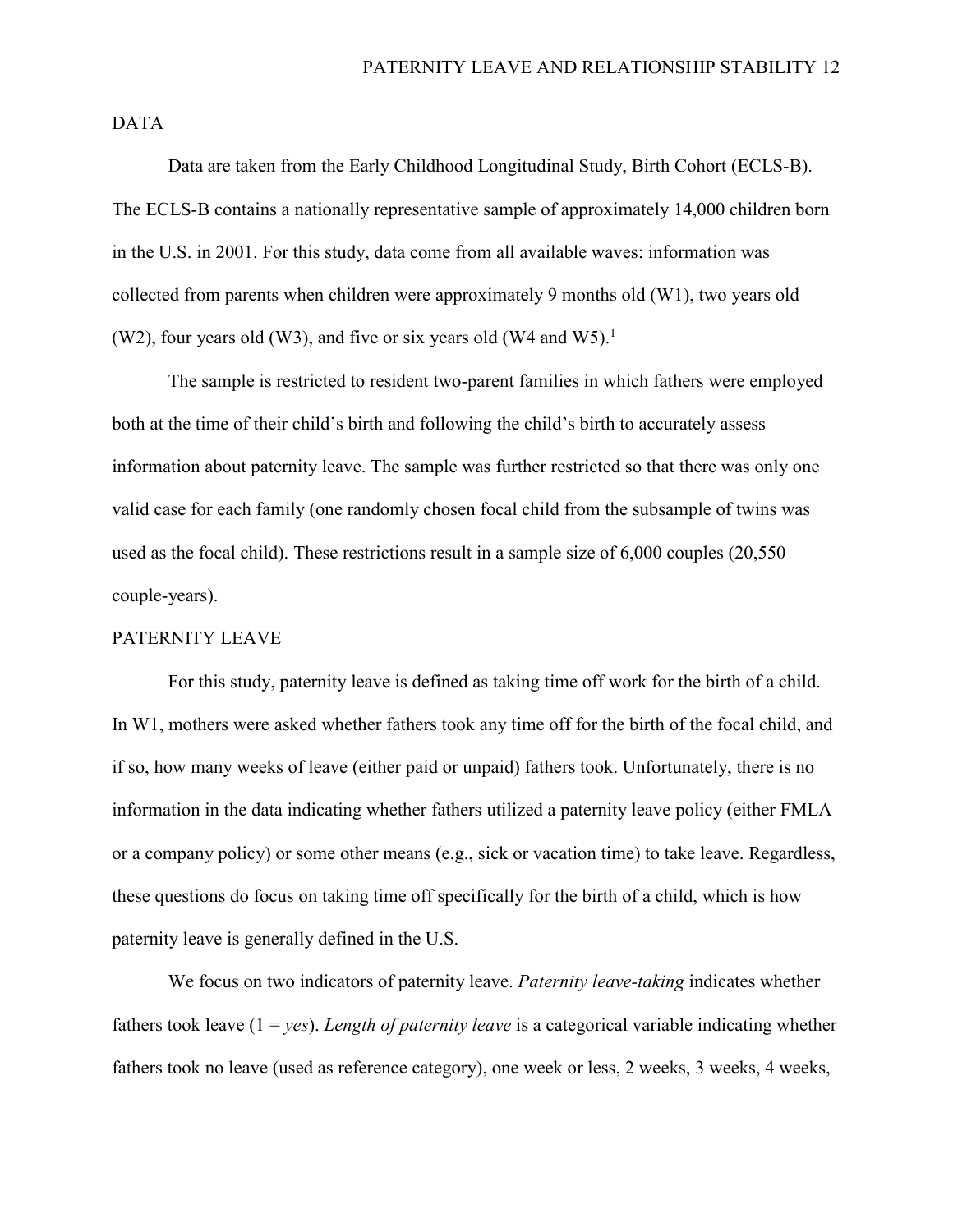## DATA

Data are taken from the Early Childhood Longitudinal Study, Birth Cohort (ECLS-B). The ECLS-B contains a nationally representative sample of approximately 14,000 children born in the U.S. in 2001. For this study, data come from all available waves: information was collected from parents when children were approximately 9 months old (W1), two years old (W2), four years old (W3), and five or six years old (W4 and W5).[1]

The sample is restricted to resident two-parent families in which fathers were employed both at the time of their child's birth and following the child's birth to accurately assess information about paternity leave. The sample was further restricted so that there was only one valid case for each family (one randomly chosen focal child from the subsample of twins was used as the focal child). These restrictions result in a sample size of 6,000 couples (20,550 couple-years).

## PATERNITY LEAVE

For this study, paternity leave is defined as taking time off work for the birth of a child. In W1, mothers were asked whether fathers took any time off for the birth of the focal child, and if so, how many weeks of leave (either paid or unpaid) fathers took. Unfortunately, there is no information in the data indicating whether fathers utilized a paternity leave policy (either FMLA or a company policy) or some other means (e.g., sick or vacation time) to take leave. Regardless, these questions do focus on taking time off specifically for the birth of a child, which is how paternity leave is generally defined in the U.S.

We focus on two indicators of paternity leave. *Paternity leave-taking* indicates whether fathers took leave (1 = *yes*). *Length of paternity leave* is a categorical variable indicating whether fathers took no leave (used as reference category), one week or less, 2 weeks, 3 weeks, 4 weeks,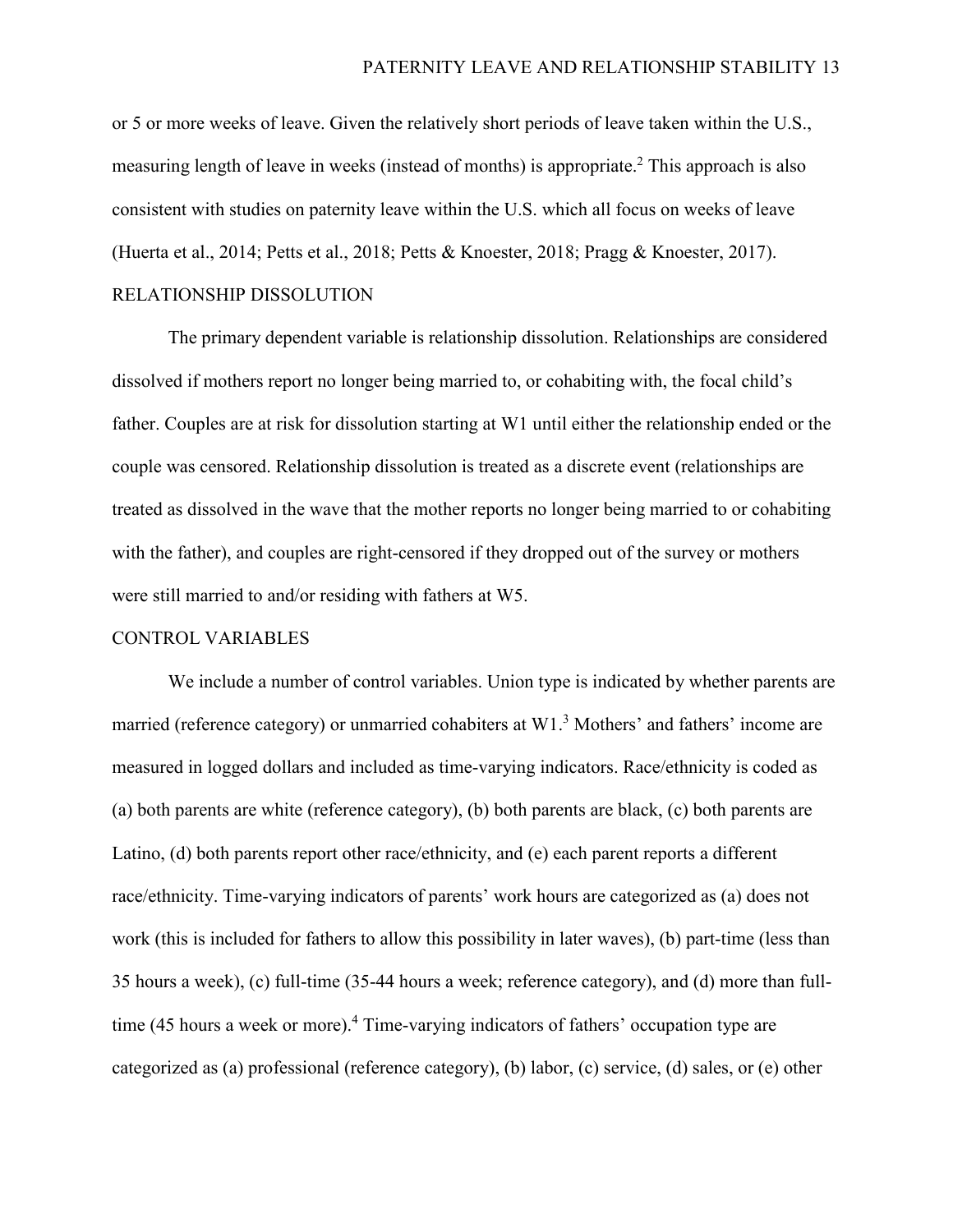or 5 or more weeks of leave. Given the relatively short periods of leave taken within the U.S., measuring length of leave in weeks (instead of months) is appropriate.[2] This approach is also consistent with studies on paternity leave within the U.S. which all focus on weeks of leave (Huerta et al., 2014; Petts et al., 2018; Petts & Knoester, 2018; Pragg & Knoester, 2017).

## RELATIONSHIP DISSOLUTION

The primary dependent variable is relationship dissolution. Relationships are considered dissolved if mothers report no longer being married to, or cohabiting with, the focal child's father. Couples are at risk for dissolution starting at W1 until either the relationship ended or the couple was censored. Relationship dissolution is treated as a discrete event (relationships are treated as dissolved in the wave that the mother reports no longer being married to or cohabiting with the father), and couples are right-censored if they dropped out of the survey or mothers were still married to and/or residing with fathers at W5.

## CONTROL VARIABLES

We include a number of control variables. Union type is indicated by whether parents are married (reference category) or unmarried cohabiters at W1.[3] Mothers' and fathers' income are measured in logged dollars and included as time-varying indicators. Race/ethnicity is coded as (a) both parents are white (reference category), (b) both parents are black, (c) both parents are Latino, (d) both parents report other race/ethnicity, and (e) each parent reports a different race/ethnicity. Time-varying indicators of parents' work hours are categorized as (a) does not work (this is included for fathers to allow this possibility in later waves), (b) part-time (less than 35 hours a week), (c) full-time (35-44 hours a week; reference category), and (d) more than full-time (45 hours a week or more).[4] Time-varying indicators of fathers' occupation type are categorized as (a) professional (reference category), (b) labor, (c) service, (d) sales, or (e) other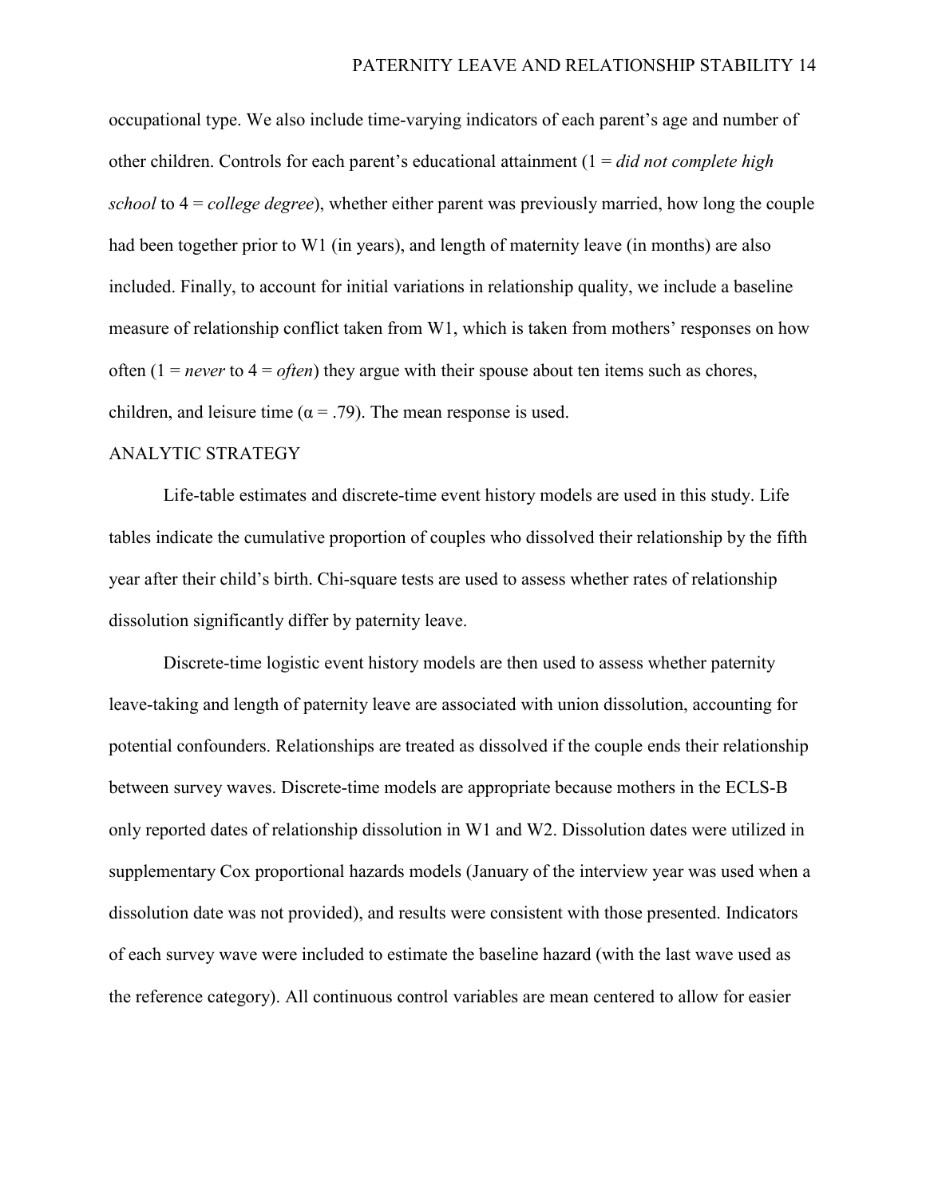occupational type. We also include time-varying indicators of each parent's age and number of other children. Controls for each parent's educational attainment (1 = *did not complete high school* to 4 = *college degree*), whether either parent was previously married, how long the couple had been together prior to W1 (in years), and length of maternity leave (in months) are also included. Finally, to account for initial variations in relationship quality, we include a baseline measure of relationship conflict taken from W1, which is taken from mothers' responses on how often (1 = *never* to 4 = *often*) they argue with their spouse about ten items such as chores, children, and leisure time ($\alpha = .79$). The mean response is used.

## ANALYTIC STRATEGY

Life-table estimates and discrete-time event history models are used in this study. Life tables indicate the cumulative proportion of couples who dissolved their relationship by the fifth year after their child's birth. Chi-square tests are used to assess whether rates of relationship dissolution significantly differ by paternity leave.

Discrete-time logistic event history models are then used to assess whether paternity leave-taking and length of paternity leave are associated with union dissolution, accounting for potential confounders. Relationships are treated as dissolved if the couple ends their relationship between survey waves. Discrete-time models are appropriate because mothers in the ECLS-B only reported dates of relationship dissolution in W1 and W2. Dissolution dates were utilized in supplementary Cox proportional hazards models (January of the interview year was used when a dissolution date was not provided), and results were consistent with those presented. Indicators of each survey wave were included to estimate the baseline hazard (with the last wave used as the reference category). All continuous control variables are mean centered to allow for easier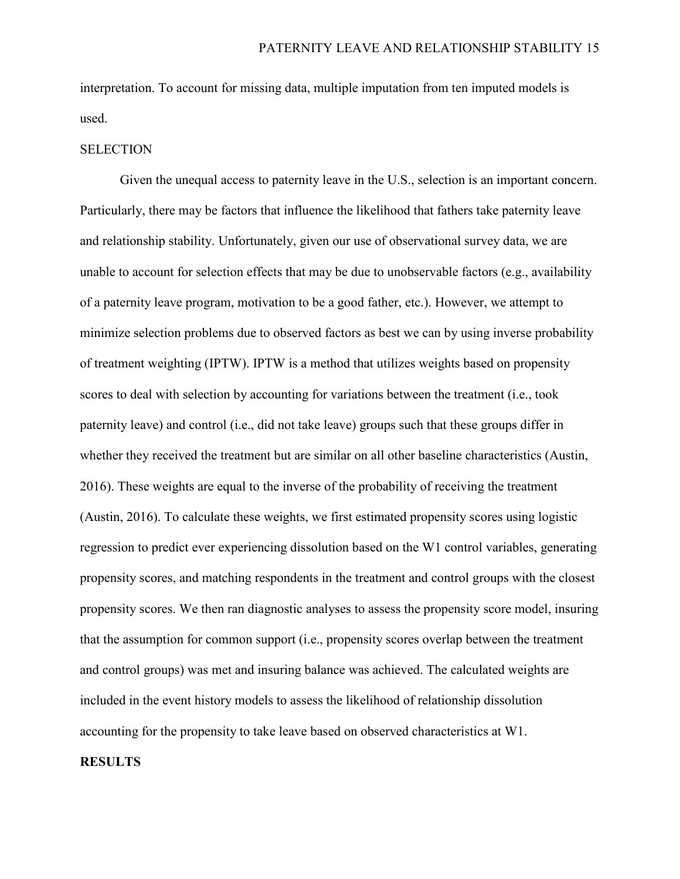interpretation. To account for missing data, multiple imputation from ten imputed models is used.

## SELECTION

Given the unequal access to paternity leave in the U.S., selection is an important concern. Particularly, there may be factors that influence the likelihood that fathers take paternity leave and relationship stability. Unfortunately, given our use of observational survey data, we are unable to account for selection effects that may be due to unobservable factors (e.g., availability of a paternity leave program, motivation to be a good father, etc.). However, we attempt to minimize selection problems due to observed factors as best we can by using inverse probability of treatment weighting (IPTW). IPTW is a method that utilizes weights based on propensity scores to deal with selection by accounting for variations between the treatment (i.e., took paternity leave) and control (i.e., did not take leave) groups such that these groups differ in whether they received the treatment but are similar on all other baseline characteristics (Austin, 2016). These weights are equal to the inverse of the probability of receiving the treatment (Austin, 2016). To calculate these weights, we first estimated propensity scores using logistic regression to predict ever experiencing dissolution based on the W1 control variables, generating propensity scores, and matching respondents in the treatment and control groups with the closest propensity scores. We then ran diagnostic analyses to assess the propensity score model, insuring that the assumption for common support (i.e., propensity scores overlap between the treatment and control groups) was met and insuring balance was achieved. The calculated weights are included in the event history models to assess the likelihood of relationship dissolution accounting for the propensity to take leave based on observed characteristics at W1.

# RESULTS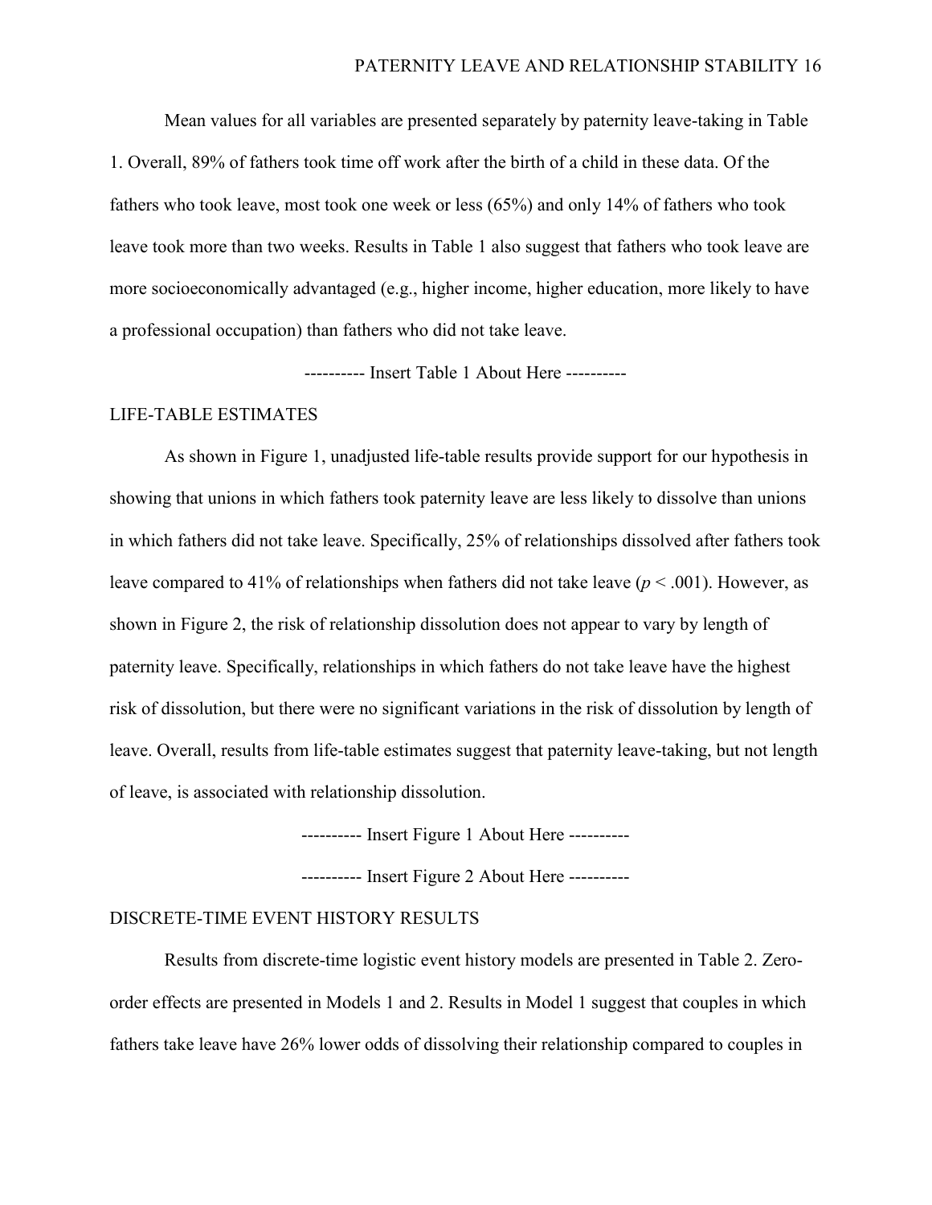Mean values for all variables are presented separately by paternity leave-taking in Table 1. Overall, 89% of fathers took time off work after the birth of a child in these data. Of the fathers who took leave, most took one week or less (65%) and only 14% of fathers who took leave took more than two weeks. Results in Table 1 also suggest that fathers who took leave are more socioeconomically advantaged (e.g., higher income, higher education, more likely to have a professional occupation) than fathers who did not take leave.

---------- Insert Table 1 About Here ----------

## LIFE-TABLE ESTIMATES

As shown in Figure 1, unadjusted life-table results provide support for our hypothesis in showing that unions in which fathers took paternity leave are less likely to dissolve than unions in which fathers did not take leave. Specifically, 25% of relationships dissolved after fathers took leave compared to 41% of relationships when fathers did not take leave ($p < .001$). However, as shown in Figure 2, the risk of relationship dissolution does not appear to vary by length of paternity leave. Specifically, relationships in which fathers do not take leave have the highest risk of dissolution, but there were no significant variations in the risk of dissolution by length of leave. Overall, results from life-table estimates suggest that paternity leave-taking, but not length of leave, is associated with relationship dissolution.

---------- Insert Figure 1 About Here ----------

---------- Insert Figure 2 About Here ----------

## DISCRETE-TIME EVENT HISTORY RESULTS

Results from discrete-time logistic event history models are presented in Table 2. Zero-order effects are presented in Models 1 and 2. Results in Model 1 suggest that couples in which fathers take leave have 26% lower odds of dissolving their relationship compared to couples in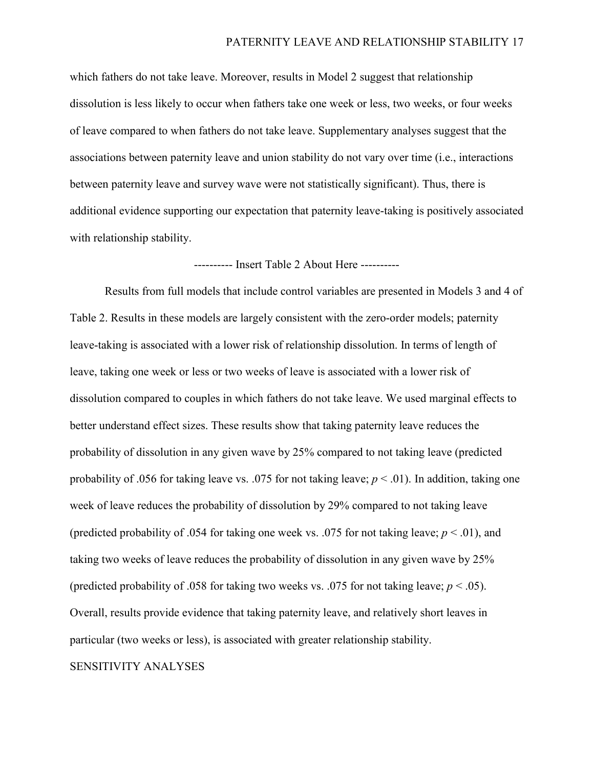which fathers do not take leave. Moreover, results in Model 2 suggest that relationship dissolution is less likely to occur when fathers take one week or less, two weeks, or four weeks of leave compared to when fathers do not take leave. Supplementary analyses suggest that the associations between paternity leave and union stability do not vary over time (i.e., interactions between paternity leave and survey wave were not statistically significant). Thus, there is additional evidence supporting our expectation that paternity leave-taking is positively associated with relationship stability.

---------- Insert Table 2 About Here ----------

Results from full models that include control variables are presented in Models 3 and 4 of Table 2. Results in these models are largely consistent with the zero-order models; paternity leave-taking is associated with a lower risk of relationship dissolution. In terms of length of leave, taking one week or less or two weeks of leave is associated with a lower risk of dissolution compared to couples in which fathers do not take leave. We used marginal effects to better understand effect sizes. These results show that taking paternity leave reduces the probability of dissolution in any given wave by 25% compared to not taking leave (predicted probability of .056 for taking leave vs. .075 for not taking leave; $p < .01$). In addition, taking one week of leave reduces the probability of dissolution by 29% compared to not taking leave (predicted probability of .054 for taking one week vs. .075 for not taking leave; $p < .01$), and taking two weeks of leave reduces the probability of dissolution in any given wave by 25% (predicted probability of .058 for taking two weeks vs. .075 for not taking leave; $p < .05$). Overall, results provide evidence that taking paternity leave, and relatively short leaves in particular (two weeks or less), is associated with greater relationship stability.

## SENSITIVITY ANALYSES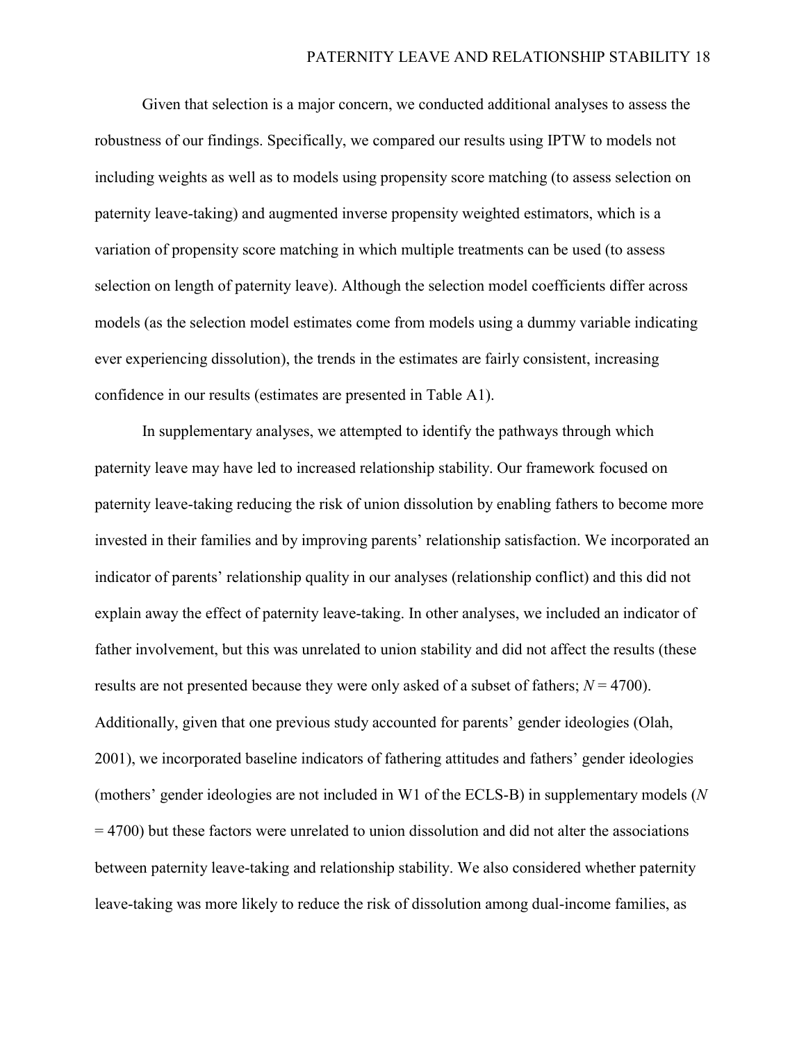Given that selection is a major concern, we conducted additional analyses to assess the robustness of our findings. Specifically, we compared our results using IPTW to models not including weights as well as to models using propensity score matching (to assess selection on paternity leave-taking) and augmented inverse propensity weighted estimators, which is a variation of propensity score matching in which multiple treatments can be used (to assess selection on length of paternity leave). Although the selection model coefficients differ across models (as the selection model estimates come from models using a dummy variable indicating ever experiencing dissolution), the trends in the estimates are fairly consistent, increasing confidence in our results (estimates are presented in Table A1).

In supplementary analyses, we attempted to identify the pathways through which paternity leave may have led to increased relationship stability. Our framework focused on paternity leave-taking reducing the risk of union dissolution by enabling fathers to become more invested in their families and by improving parents' relationship satisfaction. We incorporated an indicator of parents' relationship quality in our analyses (relationship conflict) and this did not explain away the effect of paternity leave-taking. In other analyses, we included an indicator of father involvement, but this was unrelated to union stability and did not affect the results (these results are not presented because they were only asked of a subset of fathers; $N = 4700$). Additionally, given that one previous study accounted for parents' gender ideologies (Olah, 2001), we incorporated baseline indicators of fathering attitudes and fathers' gender ideologies (mothers' gender ideologies are not included in W1 of the ECLS-B) in supplementary models ($N = 4700$) but these factors were unrelated to union dissolution and did not alter the associations between paternity leave-taking and relationship stability. We also considered whether paternity leave-taking was more likely to reduce the risk of dissolution among dual-income families, as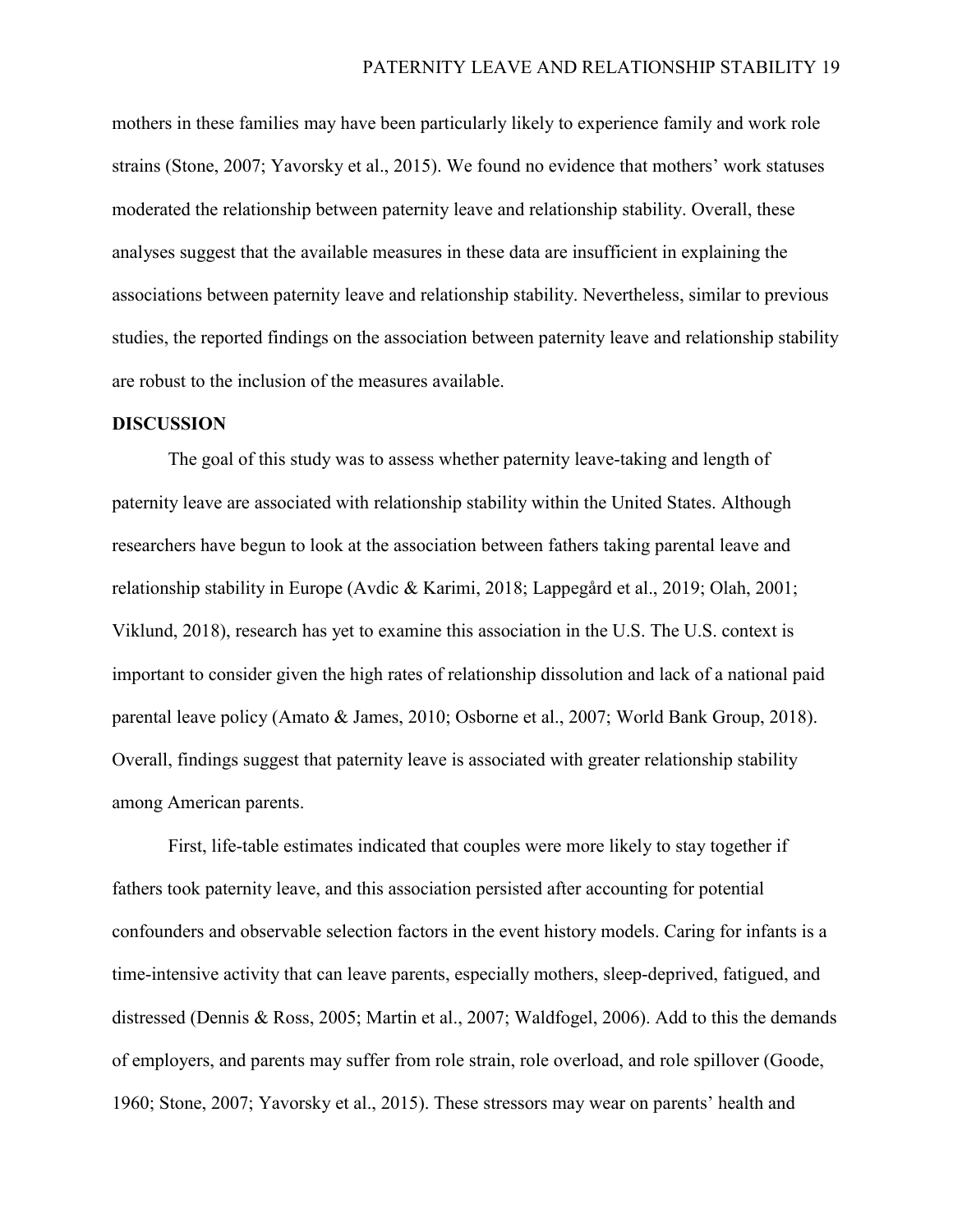mothers in these families may have been particularly likely to experience family and work role strains (Stone, 2007; Yavorsky et al., 2015). We found no evidence that mothers' work statuses moderated the relationship between paternity leave and relationship stability. Overall, these analyses suggest that the available measures in these data are insufficient in explaining the associations between paternity leave and relationship stability. Nevertheless, similar to previous studies, the reported findings on the association between paternity leave and relationship stability are robust to the inclusion of the measures available.

## DISCUSSION

The goal of this study was to assess whether paternity leave-taking and length of paternity leave are associated with relationship stability within the United States. Although researchers have begun to look at the association between fathers taking parental leave and relationship stability in Europe (Avdic & Karimi, 2018; Lappegård et al., 2019; Olah, 2001; Viklund, 2018), research has yet to examine this association in the U.S. The U.S. context is important to consider given the high rates of relationship dissolution and lack of a national paid parental leave policy (Amato & James, 2010; Osborne et al., 2007; World Bank Group, 2018). Overall, findings suggest that paternity leave is associated with greater relationship stability among American parents.

First, life-table estimates indicated that couples were more likely to stay together if fathers took paternity leave, and this association persisted after accounting for potential confounders and observable selection factors in the event history models. Caring for infants is a time-intensive activity that can leave parents, especially mothers, sleep-deprived, fatigued, and distressed (Dennis & Ross, 2005; Martin et al., 2007; Waldfogel, 2006). Add to this the demands of employers, and parents may suffer from role strain, role overload, and role spillover (Goode, 1960; Stone, 2007; Yavorsky et al., 2015). These stressors may wear on parents' health and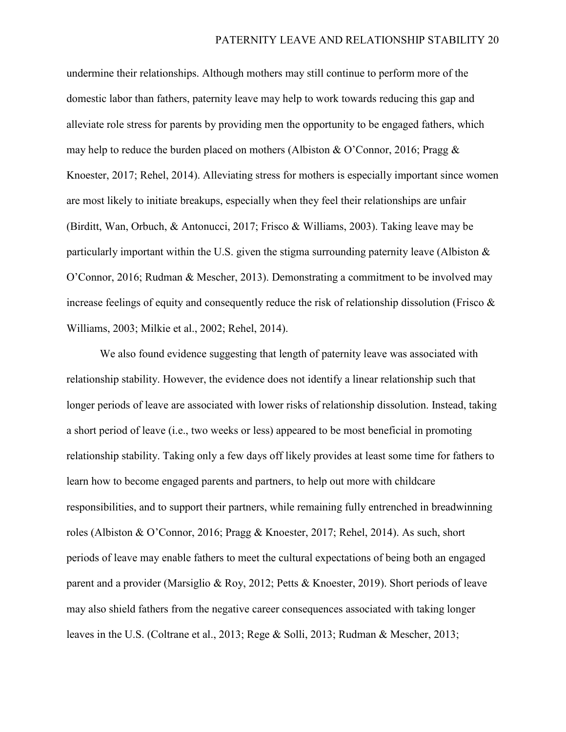undermine their relationships. Although mothers may still continue to perform more of the domestic labor than fathers, paternity leave may help to work towards reducing this gap and alleviate role stress for parents by providing men the opportunity to be engaged fathers, which may help to reduce the burden placed on mothers (Albiston & O'Connor, 2016; Pragg & Knoester, 2017; Rehel, 2014). Alleviating stress for mothers is especially important since women are most likely to initiate breakups, especially when they feel their relationships are unfair (Birditt, Wan, Orbuch, & Antonucci, 2017; Frisco & Williams, 2003). Taking leave may be particularly important within the U.S. given the stigma surrounding paternity leave (Albiston & O'Connor, 2016; Rudman & Mescher, 2013). Demonstrating a commitment to be involved may increase feelings of equity and consequently reduce the risk of relationship dissolution (Frisco & Williams, 2003; Milkie et al., 2002; Rehel, 2014).

We also found evidence suggesting that length of paternity leave was associated with relationship stability. However, the evidence does not identify a linear relationship such that longer periods of leave are associated with lower risks of relationship dissolution. Instead, taking a short period of leave (i.e., two weeks or less) appeared to be most beneficial in promoting relationship stability. Taking only a few days off likely provides at least some time for fathers to learn how to become engaged parents and partners, to help out more with childcare responsibilities, and to support their partners, while remaining fully entrenched in breadwinning roles (Albiston & O'Connor, 2016; Pragg & Knoester, 2017; Rehel, 2014). As such, short periods of leave may enable fathers to meet the cultural expectations of being both an engaged parent and a provider (Marsiglio & Roy, 2012; Petts & Knoester, 2019). Short periods of leave may also shield fathers from the negative career consequences associated with taking longer leaves in the U.S. (Coltrane et al., 2013; Rege & Solli, 2013; Rudman & Mescher, 2013;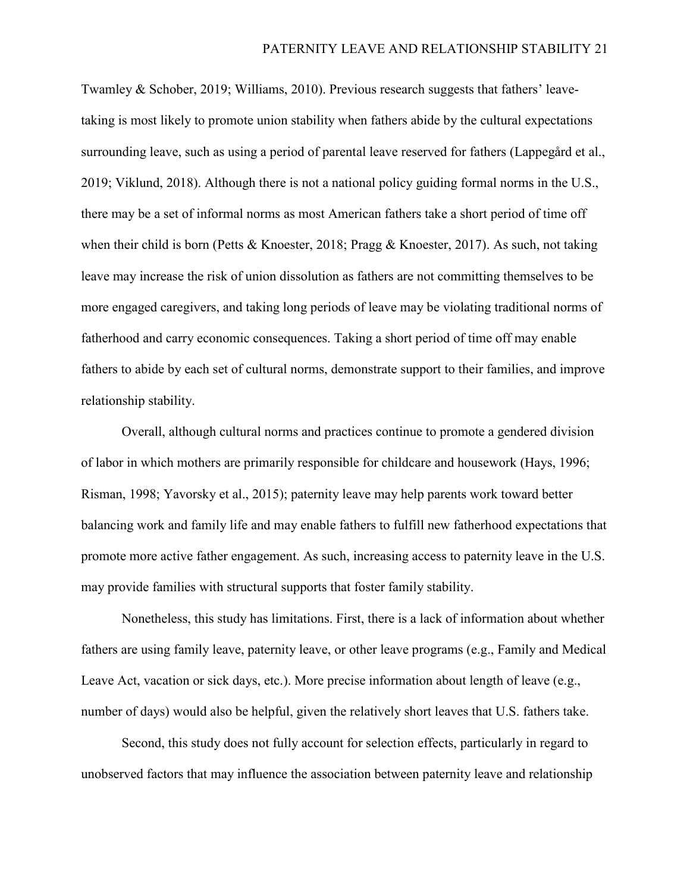Twamley & Schober, 2019; Williams, 2010). Previous research suggests that fathers' leave-taking is most likely to promote union stability when fathers abide by the cultural expectations surrounding leave, such as using a period of parental leave reserved for fathers (Lappegård et al., 2019; Viklund, 2018). Although there is not a national policy guiding formal norms in the U.S., there may be a set of informal norms as most American fathers take a short period of time off when their child is born (Petts & Knoester, 2018; Pragg & Knoester, 2017). As such, not taking leave may increase the risk of union dissolution as fathers are not committing themselves to be more engaged caregivers, and taking long periods of leave may be violating traditional norms of fatherhood and carry economic consequences. Taking a short period of time off may enable fathers to abide by each set of cultural norms, demonstrate support to their families, and improve relationship stability.

Overall, although cultural norms and practices continue to promote a gendered division of labor in which mothers are primarily responsible for childcare and housework (Hays, 1996; Risman, 1998; Yavorsky et al., 2015); paternity leave may help parents work toward better balancing work and family life and may enable fathers to fulfill new fatherhood expectations that promote more active father engagement. As such, increasing access to paternity leave in the U.S. may provide families with structural supports that foster family stability.

Nonetheless, this study has limitations. First, there is a lack of information about whether fathers are using family leave, paternity leave, or other leave programs (e.g., Family and Medical Leave Act, vacation or sick days, etc.). More precise information about length of leave (e.g., number of days) would also be helpful, given the relatively short leaves that U.S. fathers take.

Second, this study does not fully account for selection effects, particularly in regard to unobserved factors that may influence the association between paternity leave and relationship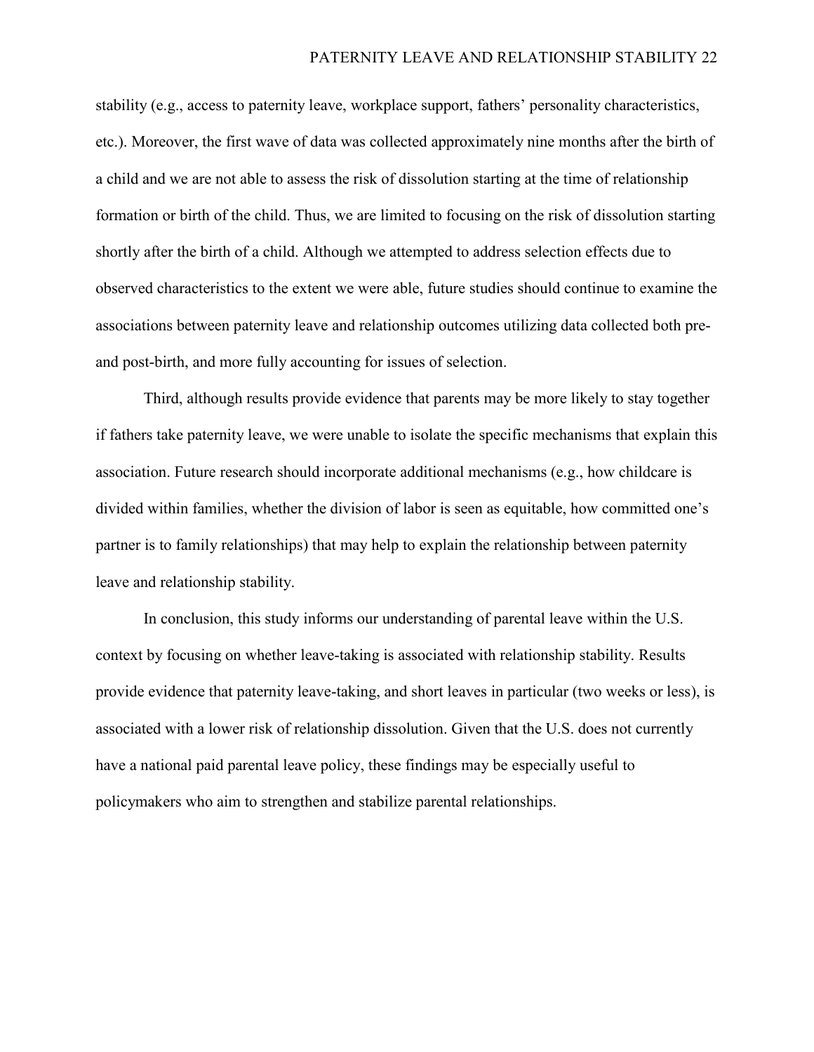stability (e.g., access to paternity leave, workplace support, fathers' personality characteristics, etc.). Moreover, the first wave of data was collected approximately nine months after the birth of a child and we are not able to assess the risk of dissolution starting at the time of relationship formation or birth of the child. Thus, we are limited to focusing on the risk of dissolution starting shortly after the birth of a child. Although we attempted to address selection effects due to observed characteristics to the extent we were able, future studies should continue to examine the associations between paternity leave and relationship outcomes utilizing data collected both pre- and post-birth, and more fully accounting for issues of selection.

Third, although results provide evidence that parents may be more likely to stay together if fathers take paternity leave, we were unable to isolate the specific mechanisms that explain this association. Future research should incorporate additional mechanisms (e.g., how childcare is divided within families, whether the division of labor is seen as equitable, how committed one's partner is to family relationships) that may help to explain the relationship between paternity leave and relationship stability.

In conclusion, this study informs our understanding of parental leave within the U.S. context by focusing on whether leave-taking is associated with relationship stability. Results provide evidence that paternity leave-taking, and short leaves in particular (two weeks or less), is associated with a lower risk of relationship dissolution. Given that the U.S. does not currently have a national paid parental leave policy, these findings may be especially useful to policymakers who aim to strengthen and stabilize parental relationships.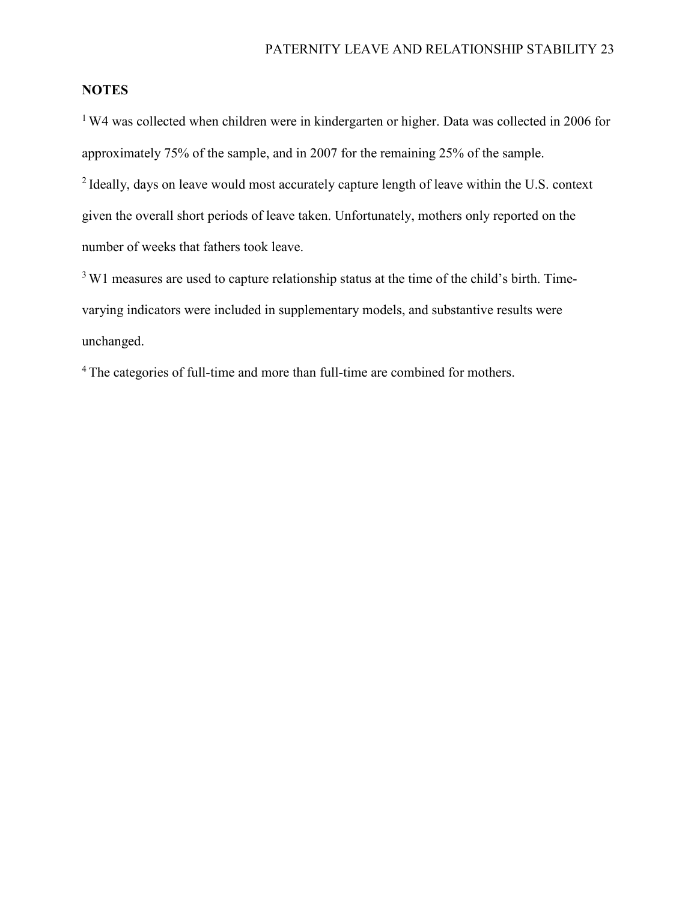## NOTES

[1] W4 was collected when children were in kindergarten or higher. Data was collected in 2006 for approximately 75% of the sample, and in 2007 for the remaining 25% of the sample.

[2] Ideally, days on leave would most accurately capture length of leave within the U.S. context given the overall short periods of leave taken. Unfortunately, mothers only reported on the number of weeks that fathers took leave.

[3] W1 measures are used to capture relationship status at the time of the child's birth. Time-varying indicators were included in supplementary models, and substantive results were unchanged.

[4] The categories of full-time and more than full-time are combined for mothers.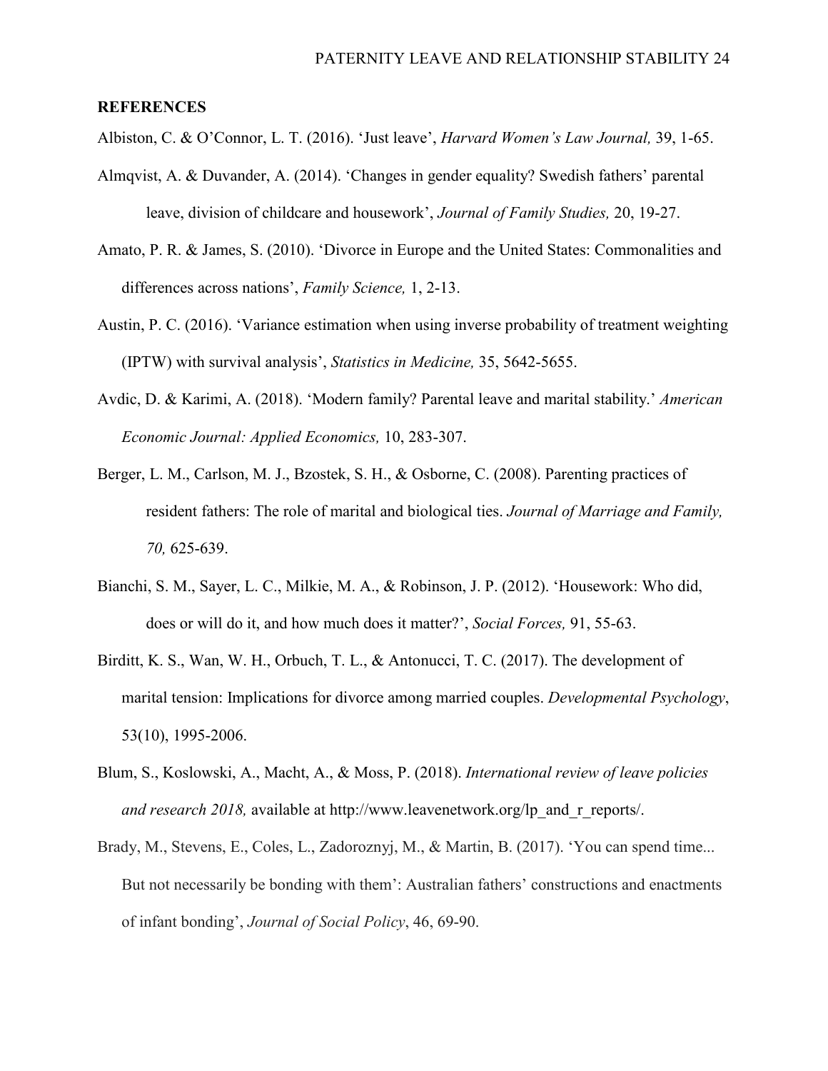**REFERENCES**

Albiston, C. & O'Connor, L. T. (2016). 'Just leave', *Harvard Women's Law Journal,* 39, 1-65.

Almqvist, A. & Duvander, A. (2014). 'Changes in gender equality? Swedish fathers' parental leave, division of childcare and housework', *Journal of Family Studies,* 20, 19-27.

Amato, P. R. & James, S. (2010). 'Divorce in Europe and the United States: Commonalities and differences across nations', *Family Science,* 1, 2-13.

Austin, P. C. (2016). 'Variance estimation when using inverse probability of treatment weighting (IPTW) with survival analysis', *Statistics in Medicine,* 35, 5642-5655.

Avdic, D. & Karimi, A. (2018). 'Modern family? Parental leave and marital stability.' *American Economic Journal: Applied Economics,* 10, 283-307.

Berger, L. M., Carlson, M. J., Bzostek, S. H., & Osborne, C. (2008). Parenting practices of resident fathers: The role of marital and biological ties. *Journal of Marriage and Family, 70,* 625-639.

Bianchi, S. M., Sayer, L. C., Milkie, M. A., & Robinson, J. P. (2012). 'Housework: Who did, does or will do it, and how much does it matter?', *Social Forces,* 91, 55-63.

Birditt, K. S., Wan, W. H., Orbuch, T. L., & Antonucci, T. C. (2017). The development of marital tension: Implications for divorce among married couples. *Developmental Psychology*, 53(10), 1995-2006.

Blum, S., Koslowski, A., Macht, A., & Moss, P. (2018). *International review of leave policies and research 2018,* available at http://www.leavenetwork.org/lp_and_r_reports/.

Brady, M., Stevens, E., Coles, L., Zadoroznyj, M., & Martin, B. (2017). 'You can spend time... But not necessarily be bonding with them': Australian fathers' constructions and enactments of infant bonding', *Journal of Social Policy*, 46, 69-90.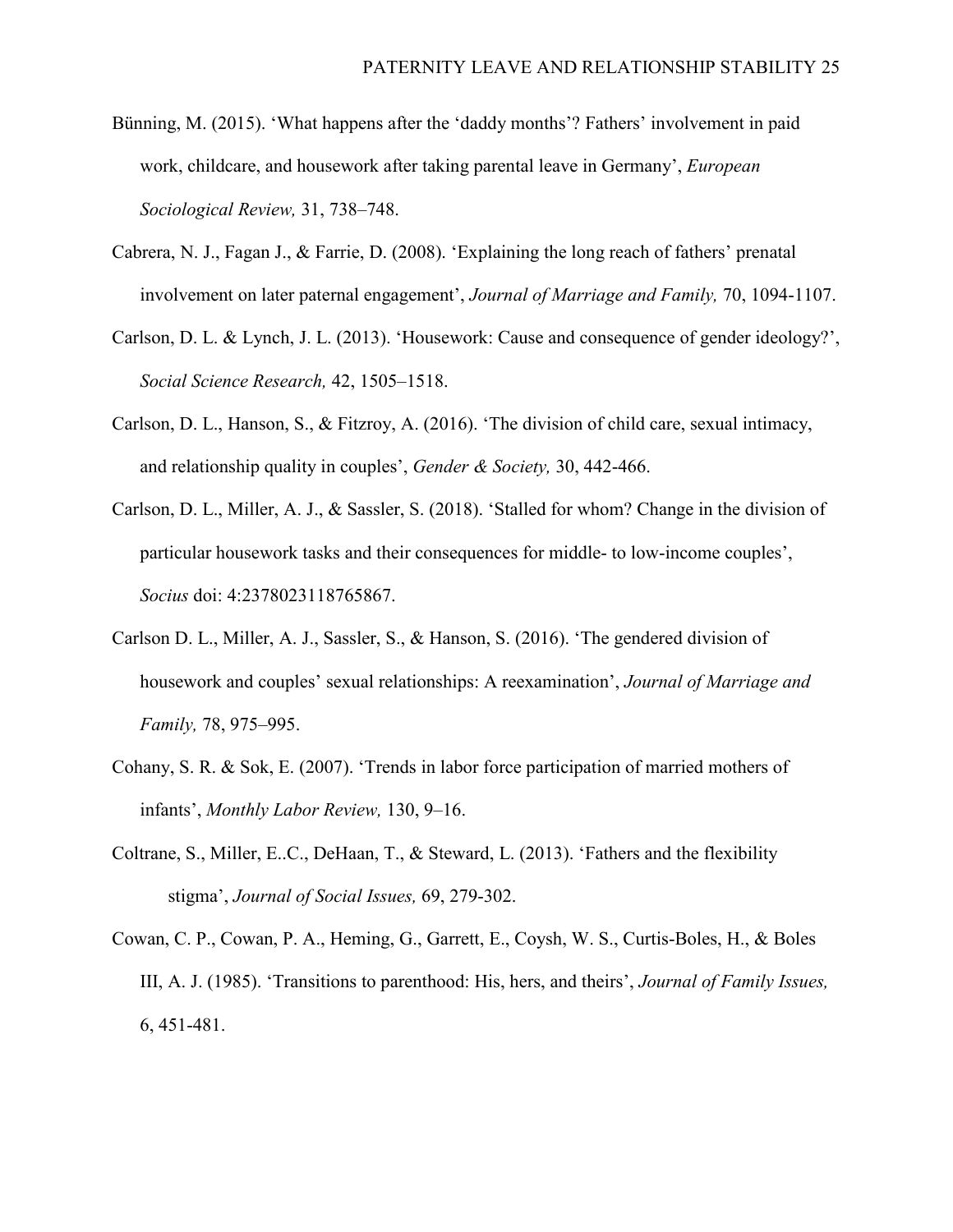Bünning, M. (2015). 'What happens after the 'daddy months'? Fathers' involvement in paid work, childcare, and housework after taking parental leave in Germany', *European Sociological Review,* 31, 738–748.

Cabrera, N. J., Fagan J., & Farrie, D. (2008). 'Explaining the long reach of fathers' prenatal involvement on later paternal engagement', *Journal of Marriage and Family,* 70, 1094-1107.

Carlson, D. L. & Lynch, J. L. (2013). 'Housework: Cause and consequence of gender ideology?', *Social Science Research,* 42, 1505–1518.

Carlson, D. L., Hanson, S., & Fitzroy, A. (2016). 'The division of child care, sexual intimacy, and relationship quality in couples', *Gender & Society,* 30, 442-466.

Carlson, D. L., Miller, A. J., & Sassler, S. (2018). 'Stalled for whom? Change in the division of particular housework tasks and their consequences for middle- to low-income couples', *Socius* doi: 4:2378023118765867.

Carlson D. L., Miller, A. J., Sassler, S., & Hanson, S. (2016). 'The gendered division of housework and couples' sexual relationships: A reexamination', *Journal of Marriage and Family,* 78, 975–995.

Cohany, S. R. & Sok, E. (2007). 'Trends in labor force participation of married mothers of infants', *Monthly Labor Review,* 130, 9–16.

Coltrane, S., Miller, E..C., DeHaan, T., & Steward, L. (2013). 'Fathers and the flexibility stigma', *Journal of Social Issues,* 69, 279-302.

Cowan, C. P., Cowan, P. A., Heming, G., Garrett, E., Coysh, W. S., Curtis-Boles, H., & Boles III, A. J. (1985). 'Transitions to parenthood: His, hers, and theirs', *Journal of Family Issues,* 6, 451-481.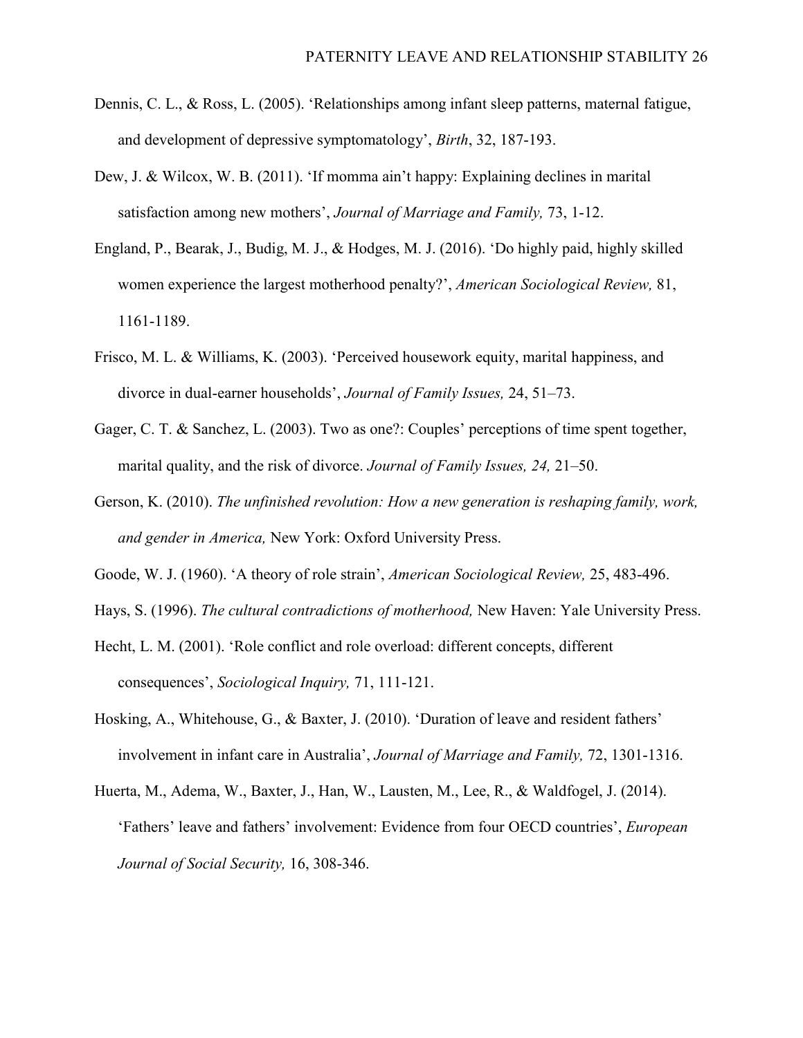Dennis, C. L., & Ross, L. (2005). 'Relationships among infant sleep patterns, maternal fatigue, and development of depressive symptomatology', *Birth*, 32, 187-193.

Dew, J. & Wilcox, W. B. (2011). 'If momma ain't happy: Explaining declines in marital satisfaction among new mothers', *Journal of Marriage and Family,* 73, 1-12.

England, P., Bearak, J., Budig, M. J., & Hodges, M. J. (2016). 'Do highly paid, highly skilled women experience the largest motherhood penalty?', *American Sociological Review,* 81, 1161-1189.

Frisco, M. L. & Williams, K. (2003). 'Perceived housework equity, marital happiness, and divorce in dual-earner households', *Journal of Family Issues,* 24, 51–73.

Gager, C. T. & Sanchez, L. (2003). Two as one?: Couples' perceptions of time spent together, marital quality, and the risk of divorce. *Journal of Family Issues, 24,* 21–50.

Gerson, K. (2010). *The unfinished revolution: How a new generation is reshaping family, work, and gender in America,* New York: Oxford University Press.

Goode, W. J. (1960). 'A theory of role strain', *American Sociological Review,* 25, 483-496.

Hays, S. (1996). *The cultural contradictions of motherhood,* New Haven: Yale University Press.

Hecht, L. M. (2001). 'Role conflict and role overload: different concepts, different consequences', *Sociological Inquiry,* 71, 111-121.

Hosking, A., Whitehouse, G., & Baxter, J. (2010). 'Duration of leave and resident fathers' involvement in infant care in Australia', *Journal of Marriage and Family,* 72, 1301-1316.

Huerta, M., Adema, W., Baxter, J., Han, W., Lausten, M., Lee, R., & Waldfogel, J. (2014). 'Fathers' leave and fathers' involvement: Evidence from four OECD countries', *European Journal of Social Security,* 16, 308-346.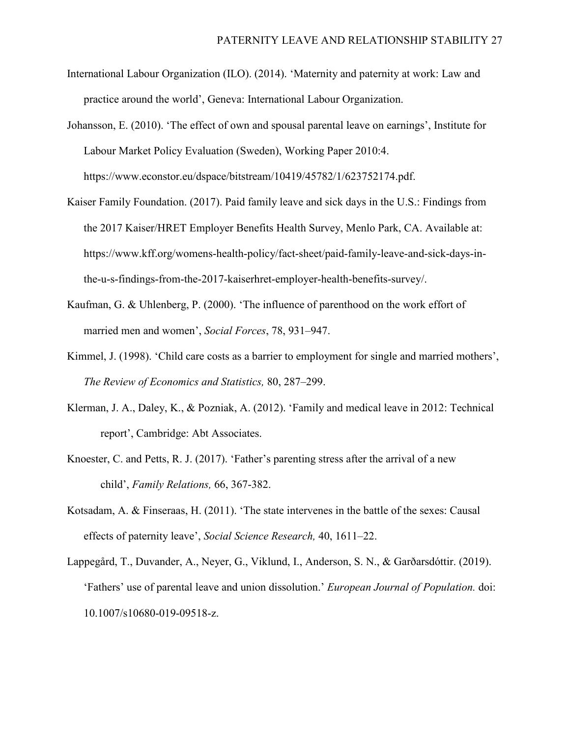International Labour Organization (ILO). (2014). 'Maternity and paternity at work: Law and practice around the world', Geneva: International Labour Organization.

Johansson, E. (2010). 'The effect of own and spousal parental leave on earnings', Institute for Labour Market Policy Evaluation (Sweden), Working Paper 2010:4. https://www.econstor.eu/dspace/bitstream/10419/45782/1/623752174.pdf.

Kaiser Family Foundation. (2017). Paid family leave and sick days in the U.S.: Findings from the 2017 Kaiser/HRET Employer Benefits Health Survey, Menlo Park, CA. Available at: https://www.kff.org/womens-health-policy/fact-sheet/paid-family-leave-and-sick-days-in-the-u-s-findings-from-the-2017-kaiserhret-employer-health-benefits-survey/.

Kaufman, G. & Uhlenberg, P. (2000). 'The influence of parenthood on the work effort of married men and women', *Social Forces*, 78, 931–947.

Kimmel, J. (1998). 'Child care costs as a barrier to employment for single and married mothers', *The Review of Economics and Statistics,* 80, 287–299.

Klerman, J. A., Daley, K., & Pozniak, A. (2012). 'Family and medical leave in 2012: Technical report', Cambridge: Abt Associates.

Knoester, C. and Petts, R. J. (2017). 'Father's parenting stress after the arrival of a new child', *Family Relations,* 66, 367-382.

Kotsadam, A. & Finseraas, H. (2011). 'The state intervenes in the battle of the sexes: Causal effects of paternity leave', *Social Science Research,* 40, 1611–22.

Lappegård, T., Duvander, A., Neyer, G., Viklund, I., Anderson, S. N., & Garðarsdóttir. (2019). 'Fathers' use of parental leave and union dissolution.' *European Journal of Population.* doi: 10.1007/s10680-019-09518-z.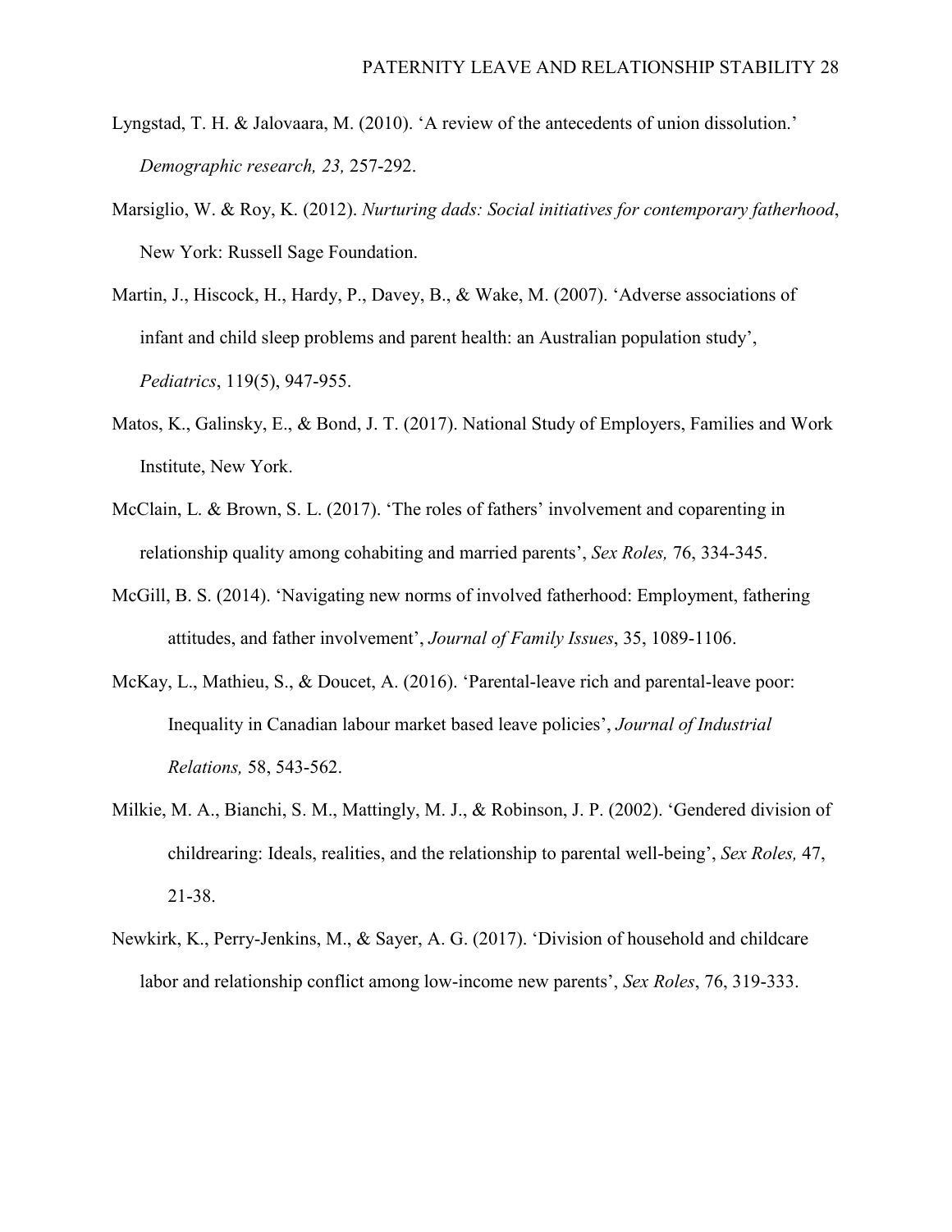Lyngstad, T. H. & Jalovaara, M. (2010). 'A review of the antecedents of union dissolution.' *Demographic research, 23,* 257-292.

Marsiglio, W. & Roy, K. (2012). *Nurturing dads: Social initiatives for contemporary fatherhood*, New York: Russell Sage Foundation.

Martin, J., Hiscock, H., Hardy, P., Davey, B., & Wake, M. (2007). 'Adverse associations of infant and child sleep problems and parent health: an Australian population study', *Pediatrics*, 119(5), 947-955.

Matos, K., Galinsky, E., & Bond, J. T. (2017). National Study of Employers, Families and Work Institute, New York.

McClain, L. & Brown, S. L. (2017). 'The roles of fathers' involvement and coparenting in relationship quality among cohabiting and married parents', *Sex Roles,* 76, 334-345.

McGill, B. S. (2014). 'Navigating new norms of involved fatherhood: Employment, fathering attitudes, and father involvement', *Journal of Family Issues*, 35, 1089-1106.

McKay, L., Mathieu, S., & Doucet, A. (2016). 'Parental-leave rich and parental-leave poor: Inequality in Canadian labour market based leave policies', *Journal of Industrial Relations,* 58, 543-562.

Milkie, M. A., Bianchi, S. M., Mattingly, M. J., & Robinson, J. P. (2002). 'Gendered division of childrearing: Ideals, realities, and the relationship to parental well-being', *Sex Roles,* 47, 21-38.

Newkirk, K., Perry-Jenkins, M., & Sayer, A. G. (2017). 'Division of household and childcare labor and relationship conflict among low-income new parents', *Sex Roles*, 76, 319-333.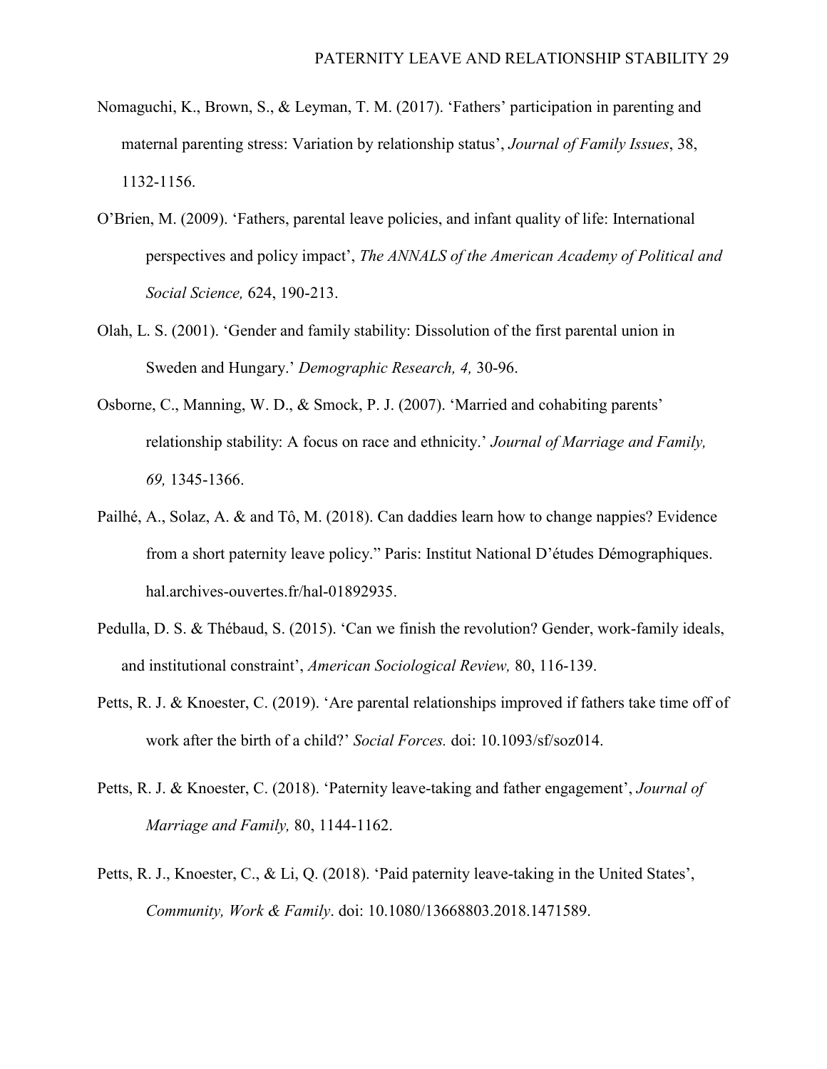Nomaguchi, K., Brown, S., & Leyman, T. M. (2017). 'Fathers' participation in parenting and maternal parenting stress: Variation by relationship status', *Journal of Family Issues*, 38, 1132-1156.

O'Brien, M. (2009). 'Fathers, parental leave policies, and infant quality of life: International perspectives and policy impact', *The ANNALS of the American Academy of Political and Social Science,* 624, 190-213.

Olah, L. S. (2001). 'Gender and family stability: Dissolution of the first parental union in Sweden and Hungary.' *Demographic Research, 4,* 30-96.

Osborne, C., Manning, W. D., & Smock, P. J. (2007). 'Married and cohabiting parents' relationship stability: A focus on race and ethnicity.' *Journal of Marriage and Family, 69,* 1345-1366.

Pailhé, A., Solaz, A. & and Tô, M. (2018). Can daddies learn how to change nappies? Evidence from a short paternity leave policy." Paris: Institut National D'études Démographiques. hal.archives-ouvertes.fr/hal-01892935.

Pedulla, D. S. & Thébaud, S. (2015). 'Can we finish the revolution? Gender, work-family ideals, and institutional constraint', *American Sociological Review,* 80, 116-139.

Petts, R. J. & Knoester, C. (2019). 'Are parental relationships improved if fathers take time off of work after the birth of a child?' *Social Forces.* doi: 10.1093/sf/soz014.

Petts, R. J. & Knoester, C. (2018). 'Paternity leave-taking and father engagement', *Journal of Marriage and Family,* 80, 1144-1162.

Petts, R. J., Knoester, C., & Li, Q. (2018). 'Paid paternity leave-taking in the United States', *Community, Work & Family*. doi: 10.1080/13668803.2018.1471589.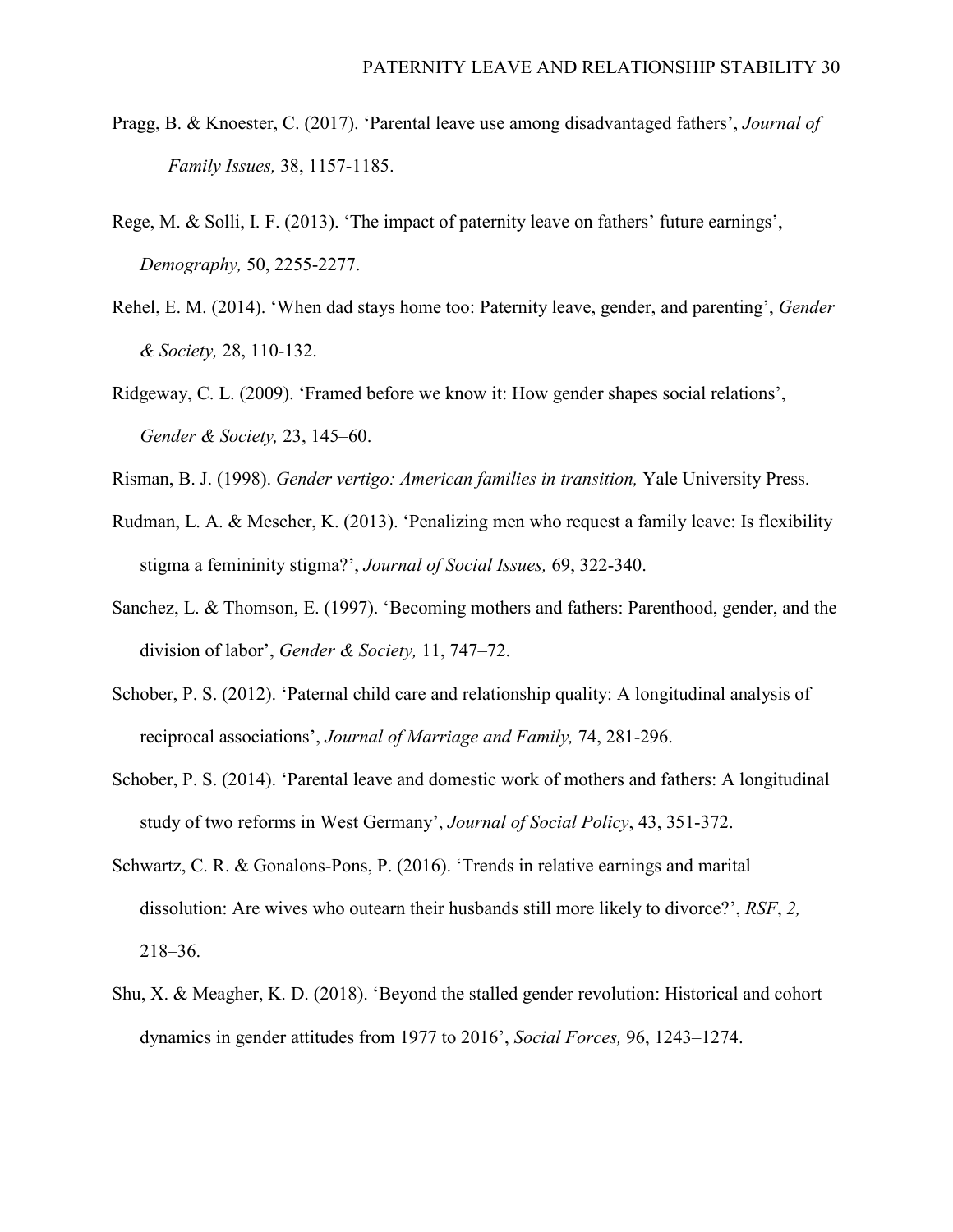Pragg, B. & Knoester, C. (2017). 'Parental leave use among disadvantaged fathers', *Journal of Family Issues,* 38, 1157-1185.

Rege, M. & Solli, I. F. (2013). 'The impact of paternity leave on fathers' future earnings', *Demography,* 50, 2255-2277.

Rehel, E. M. (2014). 'When dad stays home too: Paternity leave, gender, and parenting', *Gender & Society,* 28, 110-132.

Ridgeway, C. L. (2009). 'Framed before we know it: How gender shapes social relations', *Gender & Society,* 23, 145–60.

Risman, B. J. (1998). *Gender vertigo: American families in transition,* Yale University Press.

Rudman, L. A. & Mescher, K. (2013). 'Penalizing men who request a family leave: Is flexibility stigma a femininity stigma?', *Journal of Social Issues,* 69, 322-340.

Sanchez, L. & Thomson, E. (1997). 'Becoming mothers and fathers: Parenthood, gender, and the division of labor', *Gender & Society,* 11, 747–72.

Schober, P. S. (2012). 'Paternal child care and relationship quality: A longitudinal analysis of reciprocal associations', *Journal of Marriage and Family,* 74, 281-296.

Schober, P. S. (2014). 'Parental leave and domestic work of mothers and fathers: A longitudinal study of two reforms in West Germany', *Journal of Social Policy*, 43, 351-372.

Schwartz, C. R. & Gonalons-Pons, P. (2016). 'Trends in relative earnings and marital dissolution: Are wives who outearn their husbands still more likely to divorce?', *RSF*, *2,* 218–36.

Shu, X. & Meagher, K. D. (2018). 'Beyond the stalled gender revolution: Historical and cohort dynamics in gender attitudes from 1977 to 2016', *Social Forces,* 96, 1243–1274.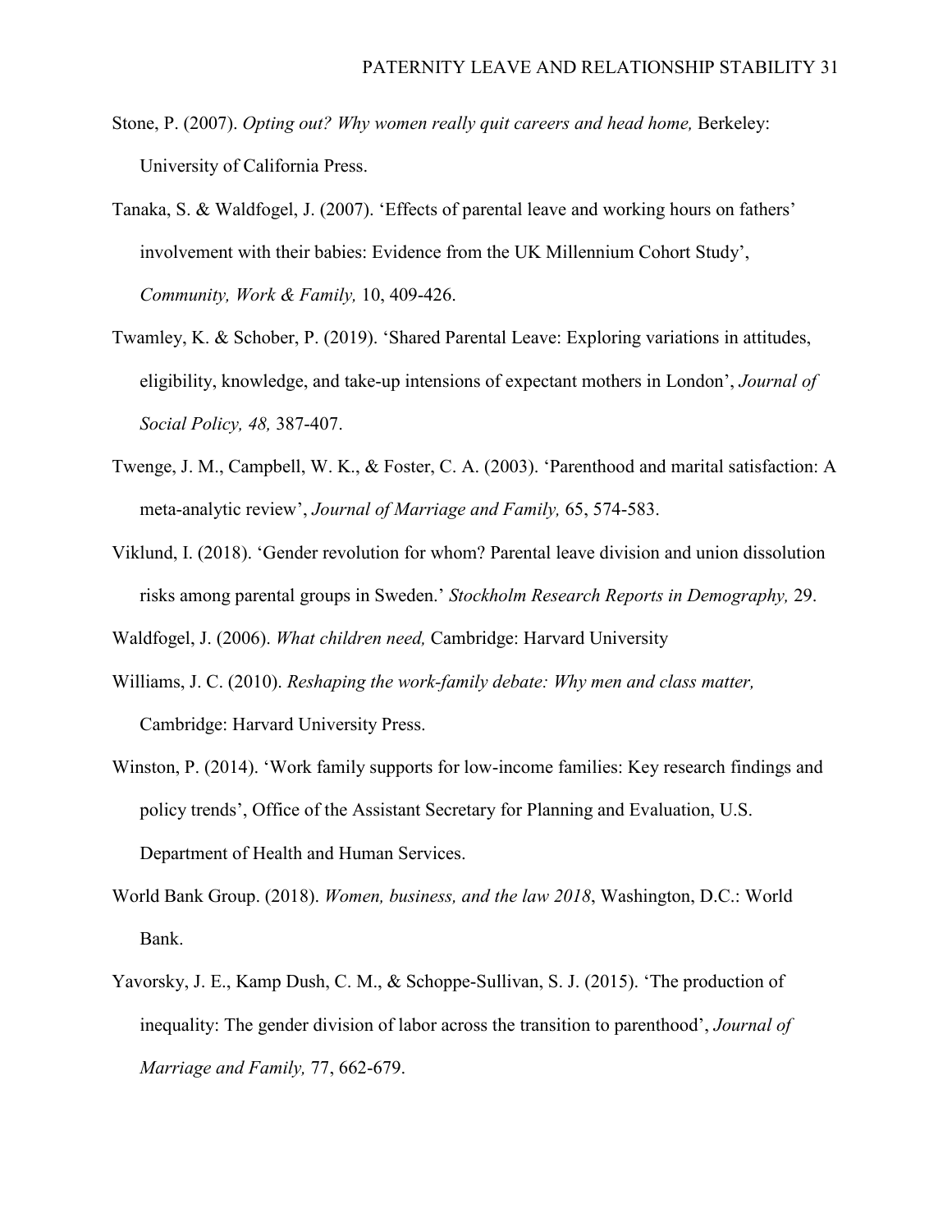Stone, P. (2007). *Opting out? Why women really quit careers and head home,* Berkeley: University of California Press.

Tanaka, S. & Waldfogel, J. (2007). 'Effects of parental leave and working hours on fathers' involvement with their babies: Evidence from the UK Millennium Cohort Study', *Community, Work & Family,* 10, 409-426.

Twamley, K. & Schober, P. (2019). 'Shared Parental Leave: Exploring variations in attitudes, eligibility, knowledge, and take-up intensions of expectant mothers in London', *Journal of Social Policy, 48,* 387-407.

Twenge, J. M., Campbell, W. K., & Foster, C. A. (2003). 'Parenthood and marital satisfaction: A meta-analytic review', *Journal of Marriage and Family,* 65, 574-583.

Viklund, I. (2018). 'Gender revolution for whom? Parental leave division and union dissolution risks among parental groups in Sweden.' *Stockholm Research Reports in Demography,* 29.

Waldfogel, J. (2006). *What children need,* Cambridge: Harvard University

Williams, J. C. (2010). *Reshaping the work-family debate: Why men and class matter,* Cambridge: Harvard University Press.

Winston, P. (2014). 'Work family supports for low-income families: Key research findings and policy trends', Office of the Assistant Secretary for Planning and Evaluation, U.S. Department of Health and Human Services.

World Bank Group. (2018). *Women, business, and the law 2018*, Washington, D.C.: World Bank.

Yavorsky, J. E., Kamp Dush, C. M., & Schoppe-Sullivan, S. J. (2015). 'The production of inequality: The gender division of labor across the transition to parenthood', *Journal of Marriage and Family,* 77, 662-679.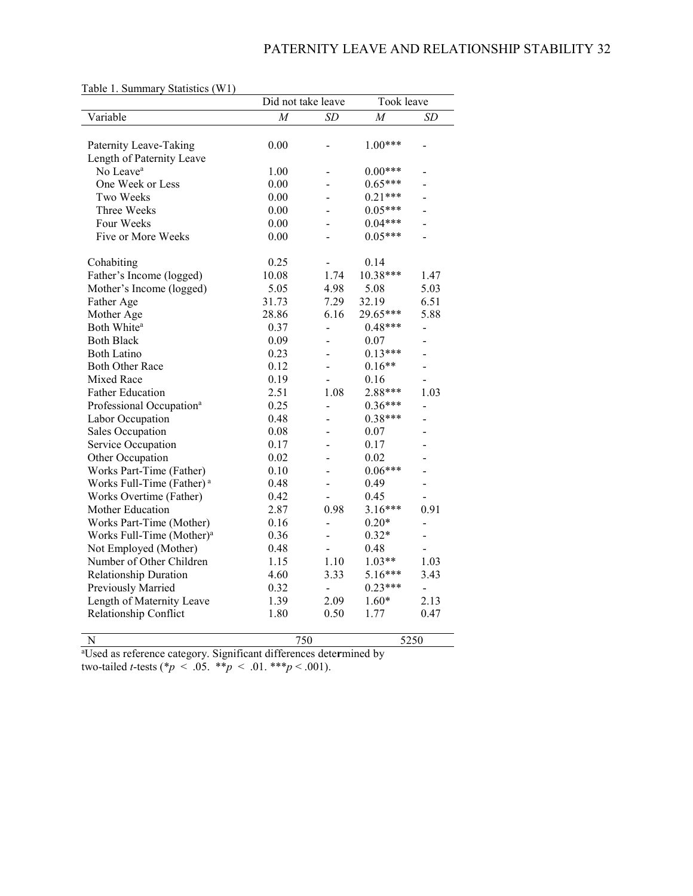Table 1. Summary Statistics (W1)

| | Did not take leave | | Took leave | |
|---|---|---|---|---|
| Variable | *M* | *SD* | *M* | *SD* |
| Paternity Leave-Taking | 0.00 | - | 1.00*** | - |
| Length of Paternity Leave | | | | |
| No Leave[a] | 1.00 | - | 0.00*** | - |
| One Week or Less | 0.00 | - | 0.65*** | - |
| Two Weeks | 0.00 | - | 0.21*** | - |
| Three Weeks | 0.00 | - | 0.05*** | - |
| Four Weeks | 0.00 | - | 0.04*** | - |
| Five or More Weeks | 0.00 | - | 0.05*** | - |
| Cohabiting | 0.25 | - | 0.14 | |
| Father's Income (logged) | 10.08 | 1.74 | 10.38*** | 1.47 |
| Mother's Income (logged) | 5.05 | 4.98 | 5.08 | 5.03 |
| Father Age | 31.73 | 7.29 | 32.19 | 6.51 |
| Mother Age | 28.86 | 6.16 | 29.65*** | 5.88 |
| Both White[a] | 0.37 | - | 0.48*** | - |
| Both Black | 0.09 | - | 0.07 | - |
| Both Latino | 0.23 | - | 0.13*** | - |
| Both Other Race | 0.12 | - | 0.16** | - |
| Mixed Race | 0.19 | - | 0.16 | - |
| Father Education | 2.51 | 1.08 | 2.88*** | 1.03 |
| Professional Occupation[a] | 0.25 | - | 0.36*** | - |
| Labor Occupation | 0.48 | - | 0.38*** | - |
| Sales Occupation | 0.08 | - | 0.07 | - |
| Service Occupation | 0.17 | - | 0.17 | - |
| Other Occupation | 0.02 | - | 0.02 | - |
| Works Part-Time (Father) | 0.10 | - | 0.06*** | - |
| Works Full-Time (Father)[a] | 0.48 | - | 0.49 | - |
| Works Overtime (Father) | 0.42 | - | 0.45 | - |
| Mother Education | 2.87 | 0.98 | 3.16*** | 0.91 |
| Works Part-Time (Mother) | 0.16 | - | 0.20* | - |
| Works Full-Time (Mother)[a] | 0.36 | - | 0.32* | - |
| Not Employed (Mother) | 0.48 | - | 0.48 | - |
| Number of Other Children | 1.15 | 1.10 | 1.03** | 1.03 |
| Relationship Duration | 4.60 | 3.33 | 5.16*** | 3.43 |
| Previously Married | 0.32 | - | 0.23*** | - |
| Length of Maternity Leave | 1.39 | 2.09 | 1.60* | 2.13 |
| Relationship Conflict | 1.80 | 0.50 | 1.77 | 0.47 |
| N | 750 | | 5250 | |

[a]Used as reference category. Significant differences determined by two-tailed *t*-tests (* $p < .05$. ** $p < .01$. *** $p < .001$).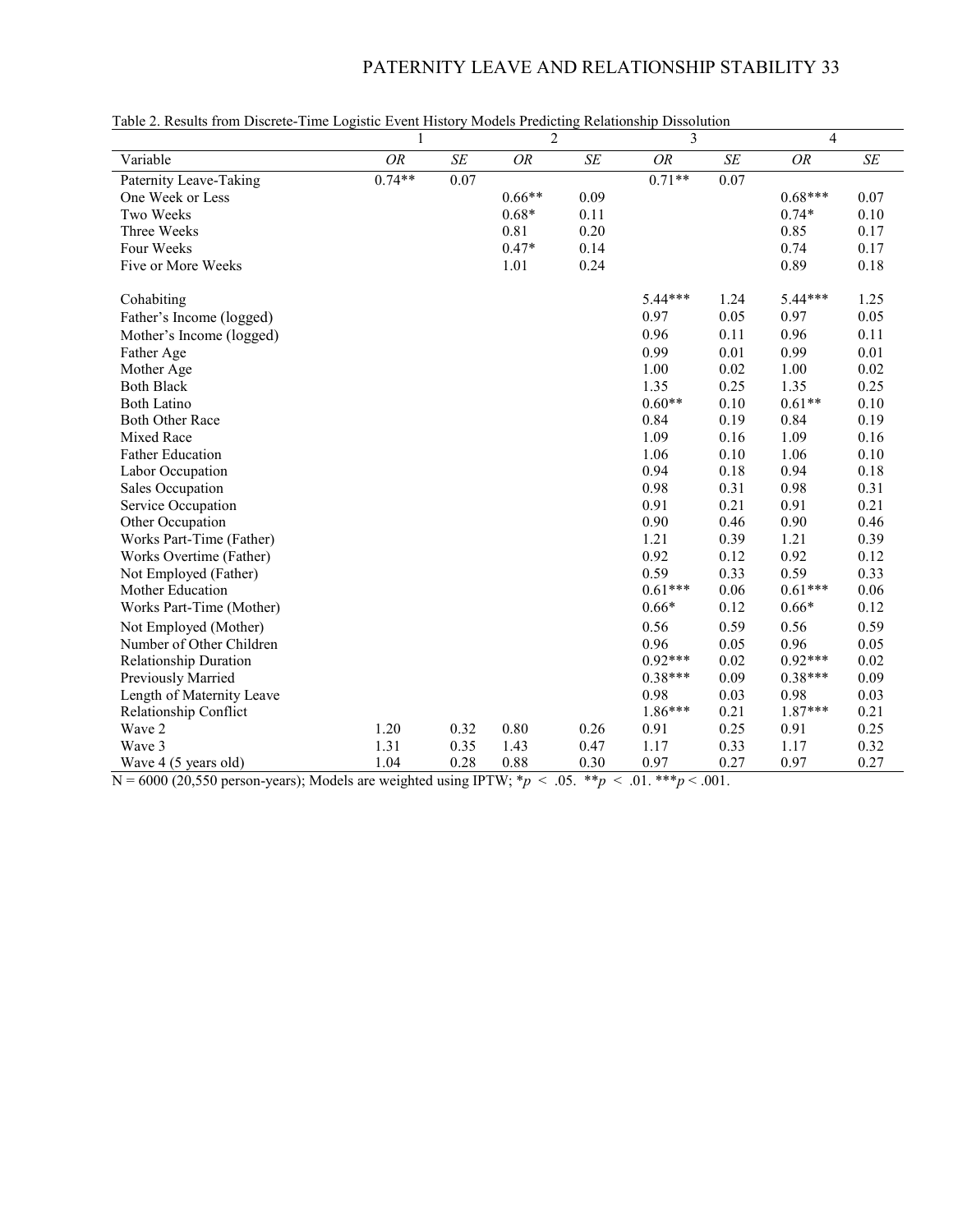Table 2. Results from Discrete-Time Logistic Event History Models Predicting Relationship Dissolution

| | 1 | | 2 | | 3 | | 4 | |
|---|---|---|---|---|---|---|---|---|
| Variable | *OR* | *SE* | *OR* | *SE* | *OR* | *SE* | *OR* | *SE* |
| Paternity Leave-Taking | 0.74** | 0.07 | | | 0.71** | 0.07 | | |
| One Week or Less | | | 0.66** | 0.09 | | | 0.68*** | 0.07 |
| Two Weeks | | | 0.68* | 0.11 | | | 0.74* | 0.10 |
| Three Weeks | | | 0.81 | 0.20 | | | 0.85 | 0.17 |
| Four Weeks | | | 0.47* | 0.14 | | | 0.74 | 0.17 |
| Five or More Weeks | | | 1.01 | 0.24 | | | 0.89 | 0.18 |
| Cohabiting | | | | | 5.44*** | 1.24 | 5.44*** | 1.25 |
| Father's Income (logged) | | | | | 0.97 | 0.05 | 0.97 | 0.05 |
| Mother's Income (logged) | | | | | 0.96 | 0.11 | 0.96 | 0.11 |
| Father Age | | | | | 0.99 | 0.01 | 0.99 | 0.01 |
| Mother Age | | | | | 1.00 | 0.02 | 1.00 | 0.02 |
| Both Black | | | | | 1.35 | 0.25 | 1.35 | 0.25 |
| Both Latino | | | | | 0.60** | 0.10 | 0.61** | 0.10 |
| Both Other Race | | | | | 0.84 | 0.19 | 0.84 | 0.19 |
| Mixed Race | | | | | 1.09 | 0.16 | 1.09 | 0.16 |
| Father Education | | | | | 1.06 | 0.10 | 1.06 | 0.10 |
| Labor Occupation | | | | | 0.94 | 0.18 | 0.94 | 0.18 |
| Sales Occupation | | | | | 0.98 | 0.31 | 0.98 | 0.31 |
| Service Occupation | | | | | 0.91 | 0.21 | 0.91 | 0.21 |
| Other Occupation | | | | | 0.90 | 0.46 | 0.90 | 0.46 |
| Works Part-Time (Father) | | | | | 1.21 | 0.39 | 1.21 | 0.39 |
| Works Overtime (Father) | | | | | 0.92 | 0.12 | 0.92 | 0.12 |
| Not Employed (Father) | | | | | 0.59 | 0.33 | 0.59 | 0.33 |
| Mother Education | | | | | 0.61*** | 0.06 | 0.61*** | 0.06 |
| Works Part-Time (Mother) | | | | | 0.66* | 0.12 | 0.66* | 0.12 |
| Not Employed (Mother) | | | | | 0.56 | 0.59 | 0.56 | 0.59 |
| Number of Other Children | | | | | 0.96 | 0.05 | 0.96 | 0.05 |
| Relationship Duration | | | | | 0.92*** | 0.02 | 0.92*** | 0.02 |
| Previously Married | | | | | 0.38*** | 0.09 | 0.38*** | 0.09 |
| Length of Maternity Leave | | | | | 0.98 | 0.03 | 0.98 | 0.03 |
| Relationship Conflict | | | | | 1.86*** | 0.21 | 1.87*** | 0.21 |
| Wave 2 | 1.20 | 0.32 | 0.80 | 0.26 | 0.91 | 0.25 | 0.91 | 0.25 |
| Wave 3 | 1.31 | 0.35 | 1.43 | 0.47 | 1.17 | 0.33 | 1.17 | 0.32 |
| Wave 4 (5 years old) | 1.04 | 0.28 | 0.88 | 0.30 | 0.97 | 0.27 | 0.97 | 0.27 |

N = 6000 (20,550 person-years); Models are weighted using IPTW; \*$p < .05$. \*\*$p < .01$. \*\*\*$p < .001$.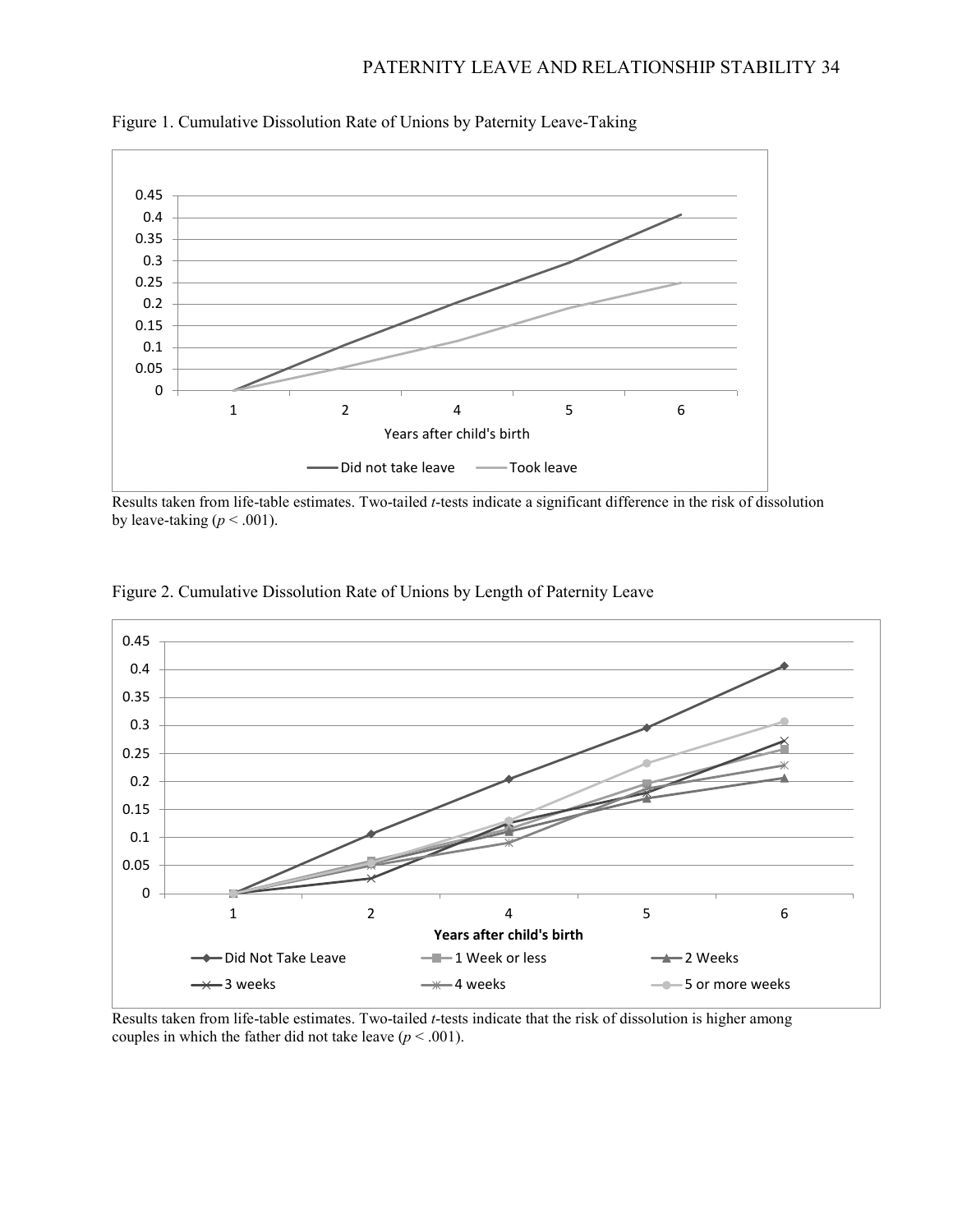Figure 1. Cumulative Dissolution Rate of Unions by Paternity Leave-Taking

Results taken from life-table estimates. Two-tailed *t*-tests indicate a significant difference in the risk of dissolution by leave-taking ($p < .001$).

Figure 2. Cumulative Dissolution Rate of Unions by Length of Paternity Leave

Results taken from life-table estimates. Two-tailed *t*-tests indicate that the risk of dissolution is higher among couples in which the father did not take leave ($p < .001$).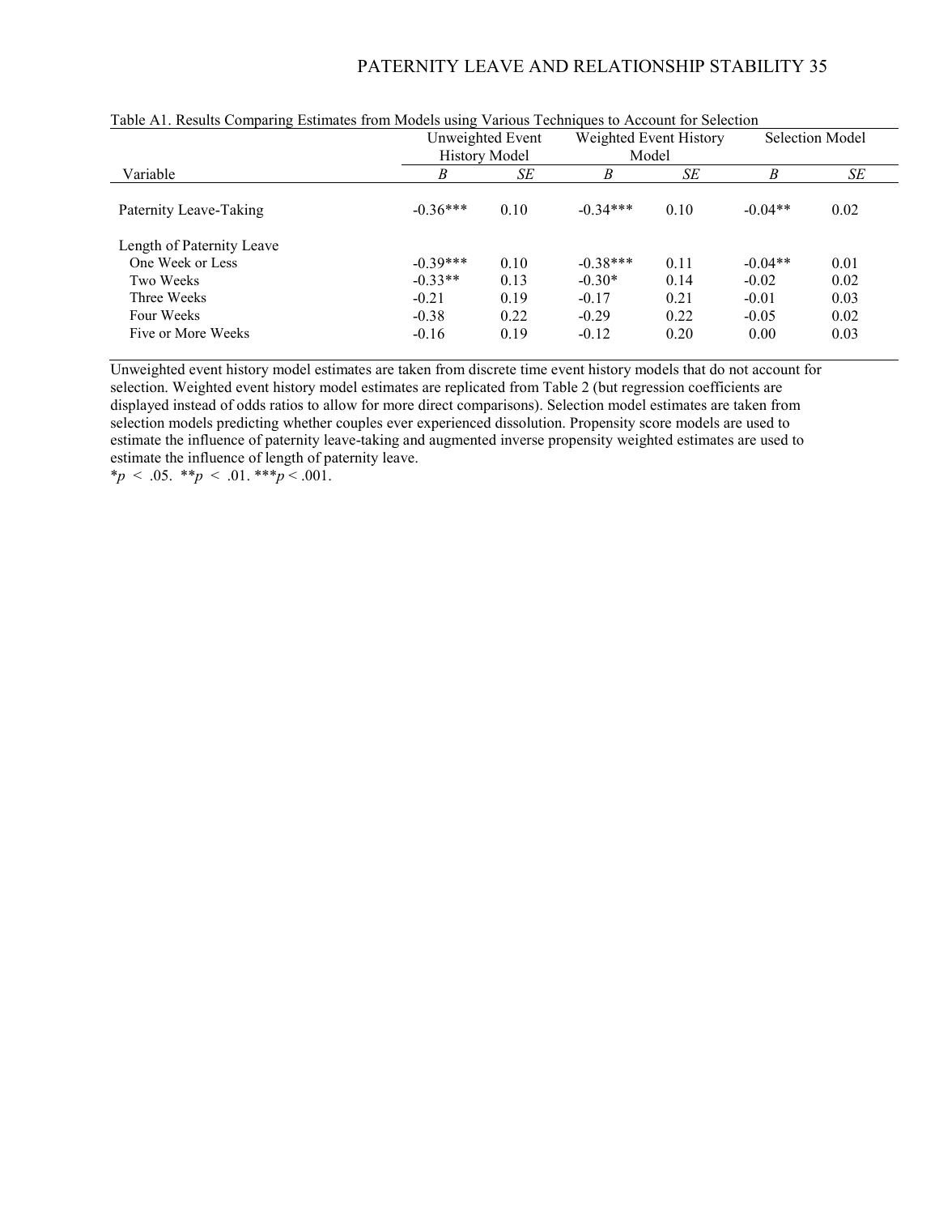Table A1. Results Comparing Estimates from Models using Various Techniques to Account for Selection

| | Unweighted Event History Model | | Weighted Event History Model | | Selection Model | |
|---|---|---|---|---|---|---|
| Variable | *B* | *SE* | *B* | *SE* | *B* | *SE* |
| Paternity Leave-Taking | -0.36*** | 0.10 | -0.34*** | 0.10 | -0.04** | 0.02 |
| Length of Paternity Leave | | | | | | |
| One Week or Less | -0.39*** | 0.10 | -0.38*** | 0.11 | -0.04** | 0.01 |
| Two Weeks | -0.33** | 0.13 | -0.30* | 0.14 | -0.02 | 0.02 |
| Three Weeks | -0.21 | 0.19 | -0.17 | 0.21 | -0.01 | 0.03 |
| Four Weeks | -0.38 | 0.22 | -0.29 | 0.22 | -0.05 | 0.02 |
| Five or More Weeks | -0.16 | 0.19 | -0.12 | 0.20 | 0.00 | 0.03 |

Unweighted event history model estimates are taken from discrete time event history models that do not account for selection. Weighted event history model estimates are replicated from Table 2 (but regression coefficients are displayed instead of odds ratios to allow for more direct comparisons). Selection model estimates are taken from selection models predicting whether couples ever experienced dissolution. Propensity score models are used to estimate the influence of paternity leave-taking and augmented inverse propensity weighted estimates are used to estimate the influence of length of paternity leave.

*$p < .05$. **$p < .01$. ***$p < .001$.